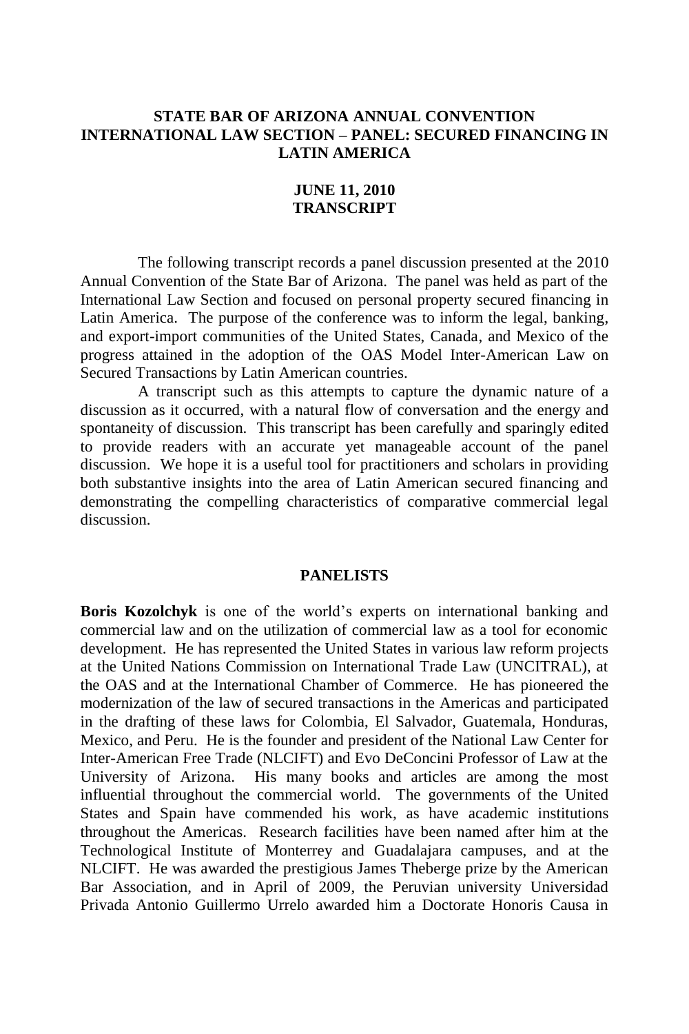# STATE BAR OF ARIZONA ANNUAL CONVENTION INTERNATIONAL LAW SECTION – PANEL: SECURED FINANCING IN LATIN AMERICA

## JUNE 11, 2010 TRANSCRIPT

The following transcript records a panel discussion presented at the 2010 Annual Convention of the State Bar of Arizona. The panel was held as part of the International Law Section and focused on personal property secured financing in Latin America. The purpose of the conference was to inform the legal, banking, and export-import communities of the United States, Canada, and Mexico of the progress attained in the adoption of the OAS Model Inter-American Law on Secured Transactions by Latin American countries.

A transcript such as this attempts to capture the dynamic nature of a discussion as it occurred, with a natural flow of conversation and the energy and spontaneity of discussion. This transcript has been carefully and sparingly edited to provide readers with an accurate yet manageable account of the panel discussion. We hope it is a useful tool for practitioners and scholars in providing both substantive insights into the area of Latin American secured financing and demonstrating the compelling characteristics of comparative commercial legal discussion.

## PANELISTS

**Boris Kozolchyk** is one of the world's experts on international banking and commercial law and on the utilization of commercial law as a tool for economic development. He has represented the United States in various law reform projects at the United Nations Commission on International Trade Law (UNCITRAL), at the OAS and at the International Chamber of Commerce. He has pioneered the modernization of the law of secured transactions in the Americas and participated in the drafting of these laws for Colombia, El Salvador, Guatemala, Honduras, Mexico, and Peru. He is the founder and president of the National Law Center for Inter-American Free Trade (NLCIFT) and Evo DeConcini Professor of Law at the University of Arizona. His many books and articles are among the most influential throughout the commercial world. The governments of the United States and Spain have commended his work, as have academic institutions throughout the Americas. Research facilities have been named after him at the Technological Institute of Monterrey and Guadalajara campuses, and at the NLCIFT. He was awarded the prestigious James Theberge prize by the American Bar Association, and in April of 2009, the Peruvian university Universidad Privada Antonio Guillermo Urrelo awarded him a Doctorate Honoris Causa in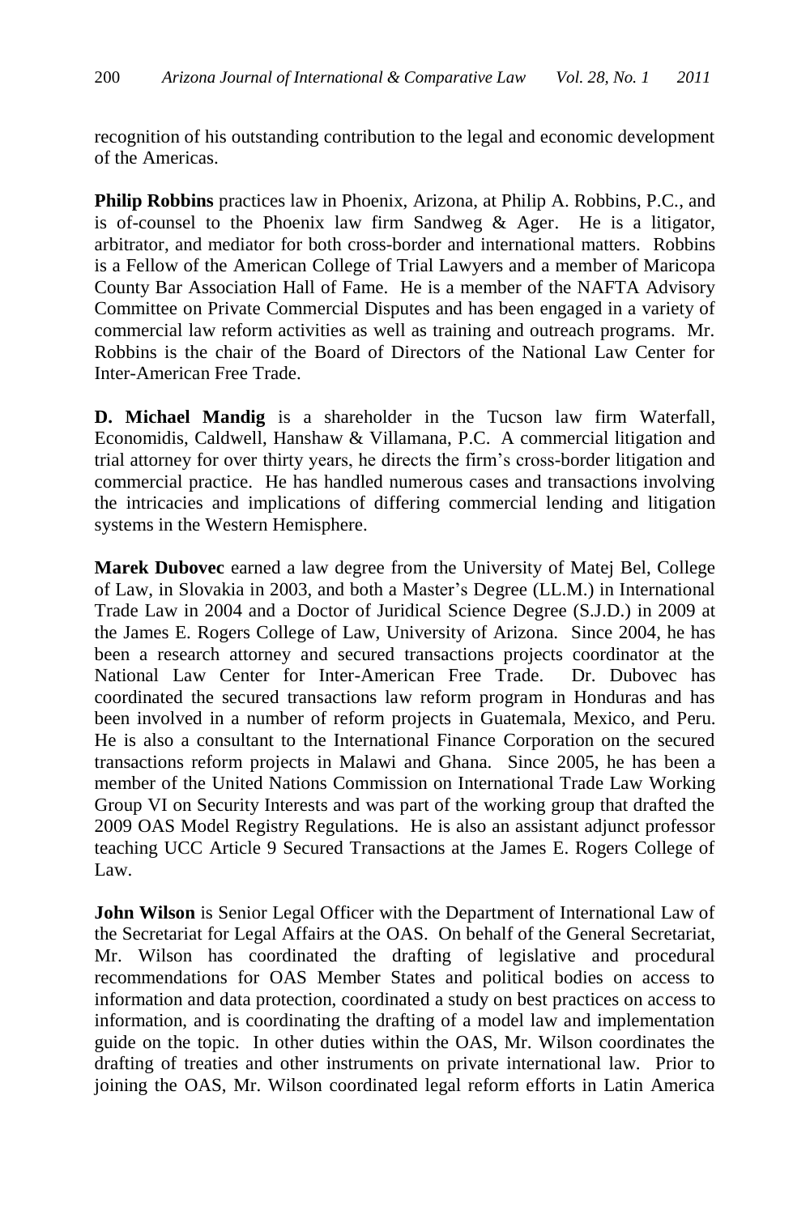recognition of his outstanding contribution to the legal and economic development of the Americas.

**Philip Robbins** practices law in Phoenix, Arizona, at Philip A. Robbins, P.C., and is of-counsel to the Phoenix law firm Sandweg & Ager. He is a litigator, arbitrator, and mediator for both cross-border and international matters. Robbins is a Fellow of the American College of Trial Lawyers and a member of Maricopa County Bar Association Hall of Fame. He is a member of the NAFTA Advisory Committee on Private Commercial Disputes and has been engaged in a variety of commercial law reform activities as well as training and outreach programs. Mr. Robbins is the chair of the Board of Directors of the National Law Center for Inter-American Free Trade.

**D. Michael Mandig** is a shareholder in the Tucson law firm Waterfall, Economidis, Caldwell, Hanshaw & Villamana, P.C. A commercial litigation and trial attorney for over thirty years, he directs the firm's cross-border litigation and commercial practice. He has handled numerous cases and transactions involving the intricacies and implications of differing commercial lending and litigation systems in the Western Hemisphere.

**Marek Dubovec** earned a law degree from the University of Matej Bel, College of Law, in Slovakia in 2003, and both a Master's Degree (LL.M.) in International Trade Law in 2004 and a Doctor of Juridical Science Degree (S.J.D.) in 2009 at the James E. Rogers College of Law, University of Arizona. Since 2004, he has been a research attorney and secured transactions projects coordinator at the National Law Center for Inter-American Free Trade. Dr. Dubovec has coordinated the secured transactions law reform program in Honduras and has been involved in a number of reform projects in Guatemala, Mexico, and Peru. He is also a consultant to the International Finance Corporation on the secured transactions reform projects in Malawi and Ghana. Since 2005, he has been a member of the United Nations Commission on International Trade Law Working Group VI on Security Interests and was part of the working group that drafted the 2009 OAS Model Registry Regulations. He is also an assistant adjunct professor teaching UCC Article 9 Secured Transactions at the James E. Rogers College of Law.

**John Wilson** is Senior Legal Officer with the Department of International Law of the Secretariat for Legal Affairs at the OAS. On behalf of the General Secretariat, Mr. Wilson has coordinated the drafting of legislative and procedural recommendations for OAS Member States and political bodies on access to information and data protection, coordinated a study on best practices on access to information, and is coordinating the drafting of a model law and implementation guide on the topic. In other duties within the OAS, Mr. Wilson coordinates the drafting of treaties and other instruments on private international law. Prior to joining the OAS, Mr. Wilson coordinated legal reform efforts in Latin America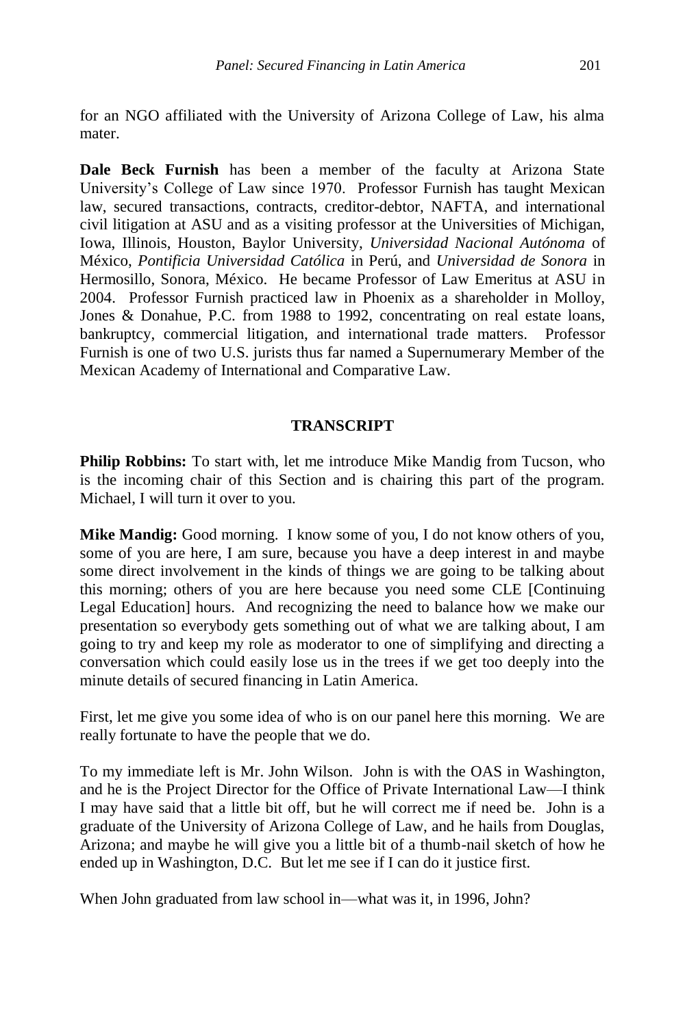for an NGO affiliated with the University of Arizona College of Law, his alma mater.

**Dale Beck Furnish** has been a member of the faculty at Arizona State University's College of Law since 1970. Professor Furnish has taught Mexican law, secured transactions, contracts, creditor-debtor, NAFTA, and international civil litigation at ASU and as a visiting professor at the Universities of Michigan, Iowa, Illinois, Houston, Baylor University, *Universidad Nacional Autónoma* of México, *Pontificia Universidad Católica* in Perú, and *Universidad de Sonora* in Hermosillo, Sonora, México. He became Professor of Law Emeritus at ASU in 2004. Professor Furnish practiced law in Phoenix as a shareholder in Molloy, Jones & Donahue, P.C. from 1988 to 1992, concentrating on real estate loans, bankruptcy, commercial litigation, and international trade matters. Professor Furnish is one of two U.S. jurists thus far named a Supernumerary Member of the Mexican Academy of International and Comparative Law.

## TRANSCRIPT

**Philip Robbins:** To start with, let me introduce Mike Mandig from Tucson, who is the incoming chair of this Section and is chairing this part of the program. Michael, I will turn it over to you.

**Mike Mandig:** Good morning. I know some of you, I do not know others of you, some of you are here, I am sure, because you have a deep interest in and maybe some direct involvement in the kinds of things we are going to be talking about this morning; others of you are here because you need some CLE [Continuing Legal Education] hours. And recognizing the need to balance how we make our presentation so everybody gets something out of what we are talking about, I am going to try and keep my role as moderator to one of simplifying and directing a conversation which could easily lose us in the trees if we get too deeply into the minute details of secured financing in Latin America.

First, let me give you some idea of who is on our panel here this morning. We are really fortunate to have the people that we do.

To my immediate left is Mr. John Wilson. John is with the OAS in Washington, and he is the Project Director for the Office of Private International Law—I think I may have said that a little bit off, but he will correct me if need be. John is a graduate of the University of Arizona College of Law, and he hails from Douglas, Arizona; and maybe he will give you a little bit of a thumb-nail sketch of how he ended up in Washington, D.C. But let me see if I can do it justice first.

When John graduated from law school in—what was it, in 1996, John?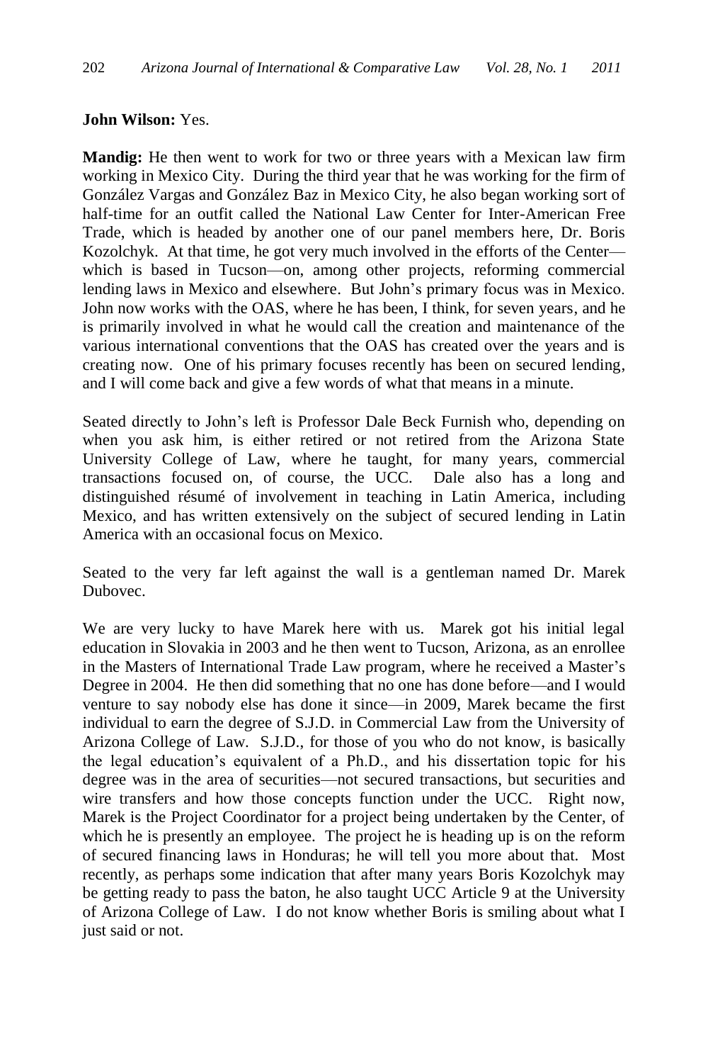**John Wilson:** Yes.

**Mandig:** He then went to work for two or three years with a Mexican law firm working in Mexico City. During the third year that he was working for the firm of González Vargas and González Baz in Mexico City, he also began working sort of half-time for an outfit called the National Law Center for Inter-American Free Trade, which is headed by another one of our panel members here, Dr. Boris Kozolchyk. At that time, he got very much involved in the efforts of the Center—which is based in Tucson—on, among other projects, reforming commercial lending laws in Mexico and elsewhere. But John's primary focus was in Mexico. John now works with the OAS, where he has been, I think, for seven years, and he is primarily involved in what he would call the creation and maintenance of the various international conventions that the OAS has created over the years and is creating now. One of his primary focuses recently has been on secured lending, and I will come back and give a few words of what that means in a minute.

Seated directly to John's left is Professor Dale Beck Furnish who, depending on when you ask him, is either retired or not retired from the Arizona State University College of Law, where he taught, for many years, commercial transactions focused on, of course, the UCC. Dale also has a long and distinguished résumé of involvement in teaching in Latin America, including Mexico, and has written extensively on the subject of secured lending in Latin America with an occasional focus on Mexico.

Seated to the very far left against the wall is a gentleman named Dr. Marek Dubovec.

We are very lucky to have Marek here with us. Marek got his initial legal education in Slovakia in 2003 and he then went to Tucson, Arizona, as an enrollee in the Masters of International Trade Law program, where he received a Master's Degree in 2004. He then did something that no one has done before—and I would venture to say nobody else has done it since—in 2009, Marek became the first individual to earn the degree of S.J.D. in Commercial Law from the University of Arizona College of Law. S.J.D., for those of you who do not know, is basically the legal education's equivalent of a Ph.D., and his dissertation topic for his degree was in the area of securities—not secured transactions, but securities and wire transfers and how those concepts function under the UCC. Right now, Marek is the Project Coordinator for a project being undertaken by the Center, of which he is presently an employee. The project he is heading up is on the reform of secured financing laws in Honduras; he will tell you more about that. Most recently, as perhaps some indication that after many years Boris Kozolchyk may be getting ready to pass the baton, he also taught UCC Article 9 at the University of Arizona College of Law. I do not know whether Boris is smiling about what I just said or not.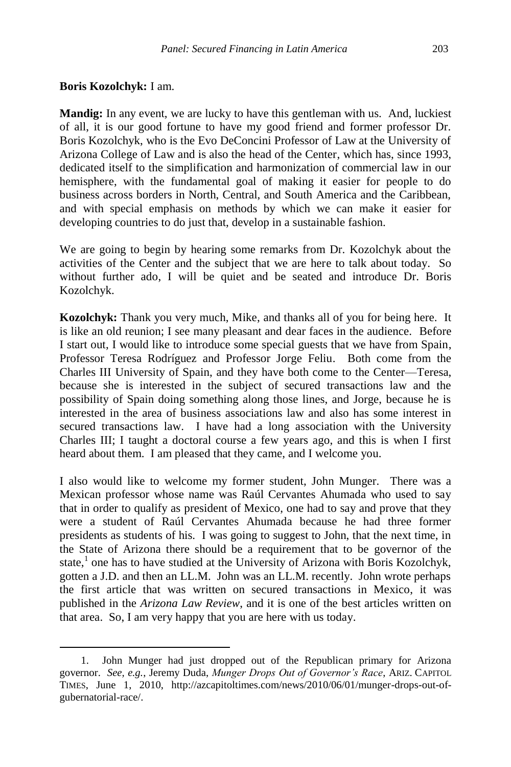**Boris Kozolchyk:** I am.

**Mandig:** In any event, we are lucky to have this gentleman with us. And, luckiest of all, it is our good fortune to have my good friend and former professor Dr. Boris Kozolchyk, who is the Evo DeConcini Professor of Law at the University of Arizona College of Law and is also the head of the Center, which has, since 1993, dedicated itself to the simplification and harmonization of commercial law in our hemisphere, with the fundamental goal of making it easier for people to do business across borders in North, Central, and South America and the Caribbean, and with special emphasis on methods by which we can make it easier for developing countries to do just that, develop in a sustainable fashion.

We are going to begin by hearing some remarks from Dr. Kozolchyk about the activities of the Center and the subject that we are here to talk about today. So without further ado, I will be quiet and be seated and introduce Dr. Boris Kozolchyk.

**Kozolchyk:** Thank you very much, Mike, and thanks all of you for being here. It is like an old reunion; I see many pleasant and dear faces in the audience. Before I start out, I would like to introduce some special guests that we have from Spain, Professor Teresa Rodríguez and Professor Jorge Feliu. Both come from the Charles III University of Spain, and they have both come to the Center—Teresa, because she is interested in the subject of secured transactions law and the possibility of Spain doing something along those lines, and Jorge, because he is interested in the area of business associations law and also has some interest in secured transactions law. I have had a long association with the University Charles III; I taught a doctoral course a few years ago, and this is when I first heard about them. I am pleased that they came, and I welcome you.

I also would like to welcome my former student, John Munger. There was a Mexican professor whose name was Raúl Cervantes Ahumada who used to say that in order to qualify as president of Mexico, one had to say and prove that they were a student of Raúl Cervantes Ahumada because he had three former presidents as students of his. I was going to suggest to John, that the next time, in the State of Arizona there should be a requirement that to be governor of the state,[1] one has to have studied at the University of Arizona with Boris Kozolchyk, gotten a J.D. and then an LL.M. John was an LL.M. recently. John wrote perhaps the first article that was written on secured transactions in Mexico, it was published in the *Arizona Law Review*, and it is one of the best articles written on that area. So, I am very happy that you are here with us today.

---

1. John Munger had just dropped out of the Republican primary for Arizona governor. *See, e.g.*, Jeremy Duda, *Munger Drops Out of Governor's Race*, ARIZ. CAPITOL TIMES, June 1, 2010, http://azcapitoltimes.com/news/2010/06/01/munger-drops-out-of-gubernatorial-race/.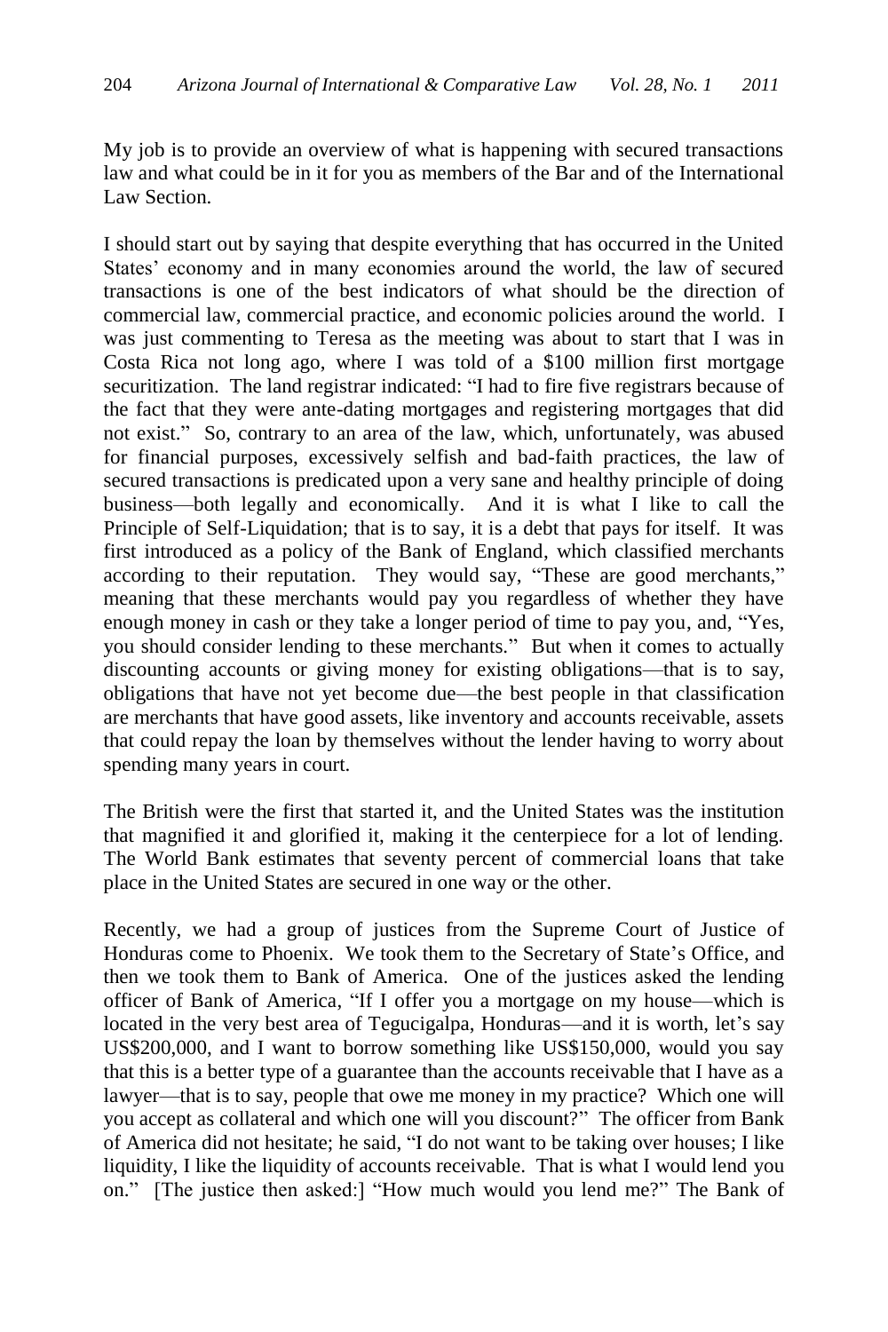My job is to provide an overview of what is happening with secured transactions law and what could be in it for you as members of the Bar and of the International Law Section.

I should start out by saying that despite everything that has occurred in the United States' economy and in many economies around the world, the law of secured transactions is one of the best indicators of what should be the direction of commercial law, commercial practice, and economic policies around the world. I was just commenting to Teresa as the meeting was about to start that I was in Costa Rica not long ago, where I was told of a \$100 million first mortgage securitization. The land registrar indicated: "I had to fire five registrars because of the fact that they were ante-dating mortgages and registering mortgages that did not exist." So, contrary to an area of the law, which, unfortunately, was abused for financial purposes, excessively selfish and bad-faith practices, the law of secured transactions is predicated upon a very sane and healthy principle of doing business—both legally and economically. And it is what I like to call the Principle of Self-Liquidation; that is to say, it is a debt that pays for itself. It was first introduced as a policy of the Bank of England, which classified merchants according to their reputation. They would say, "These are good merchants," meaning that these merchants would pay you regardless of whether they have enough money in cash or they take a longer period of time to pay you, and, "Yes, you should consider lending to these merchants." But when it comes to actually discounting accounts or giving money for existing obligations—that is to say, obligations that have not yet become due—the best people in that classification are merchants that have good assets, like inventory and accounts receivable, assets that could repay the loan by themselves without the lender having to worry about spending many years in court.

The British were the first that started it, and the United States was the institution that magnified it and glorified it, making it the centerpiece for a lot of lending. The World Bank estimates that seventy percent of commercial loans that take place in the United States are secured in one way or the other.

Recently, we had a group of justices from the Supreme Court of Justice of Honduras come to Phoenix. We took them to the Secretary of State's Office, and then we took them to Bank of America. One of the justices asked the lending officer of Bank of America, "If I offer you a mortgage on my house—which is located in the very best area of Tegucigalpa, Honduras—and it is worth, let's say US\$200,000, and I want to borrow something like US\$150,000, would you say that this is a better type of a guarantee than the accounts receivable that I have as a lawyer—that is to say, people that owe me money in my practice? Which one will you accept as collateral and which one will you discount?" The officer from Bank of America did not hesitate; he said, "I do not want to be taking over houses; I like liquidity, I like the liquidity of accounts receivable. That is what I would lend you on." [The justice then asked:] "How much would you lend me?" The Bank of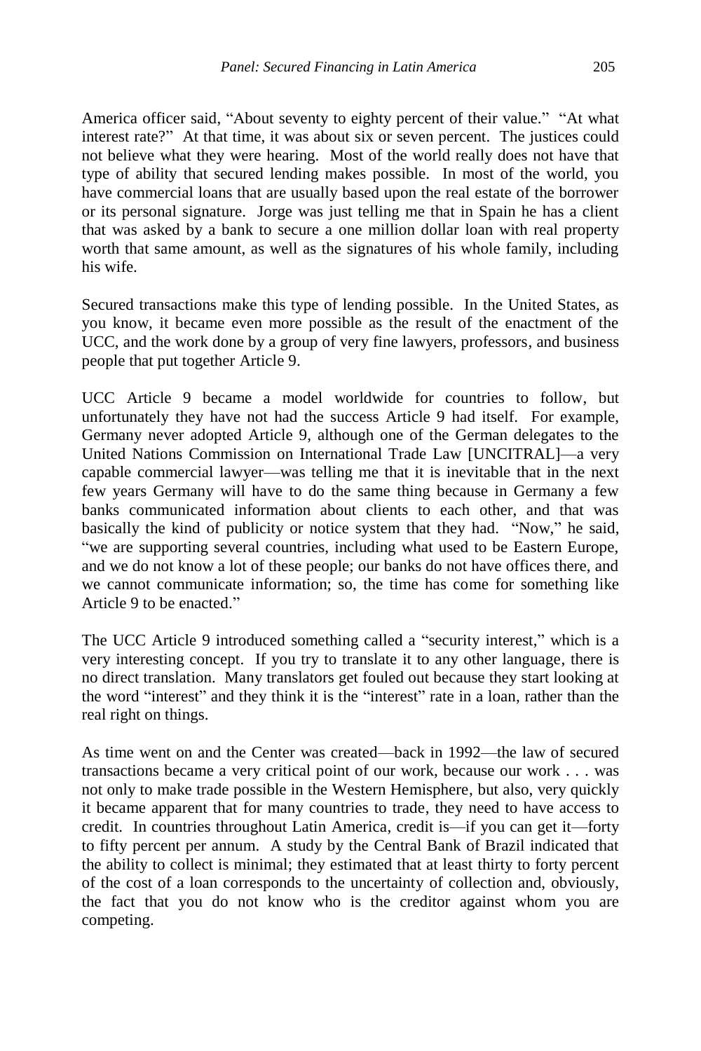America officer said, "About seventy to eighty percent of their value." "At what interest rate?" At that time, it was about six or seven percent. The justices could not believe what they were hearing. Most of the world really does not have that type of ability that secured lending makes possible. In most of the world, you have commercial loans that are usually based upon the real estate of the borrower or its personal signature. Jorge was just telling me that in Spain he has a client that was asked by a bank to secure a one million dollar loan with real property worth that same amount, as well as the signatures of his whole family, including his wife.

Secured transactions make this type of lending possible. In the United States, as you know, it became even more possible as the result of the enactment of the UCC, and the work done by a group of very fine lawyers, professors, and business people that put together Article 9.

UCC Article 9 became a model worldwide for countries to follow, but unfortunately they have not had the success Article 9 had itself. For example, Germany never adopted Article 9, although one of the German delegates to the United Nations Commission on International Trade Law [UNCITRAL]—a very capable commercial lawyer—was telling me that it is inevitable that in the next few years Germany will have to do the same thing because in Germany a few banks communicated information about clients to each other, and that was basically the kind of publicity or notice system that they had. "Now," he said, "we are supporting several countries, including what used to be Eastern Europe, and we do not know a lot of these people; our banks do not have offices there, and we cannot communicate information; so, the time has come for something like Article 9 to be enacted."

The UCC Article 9 introduced something called a "security interest," which is a very interesting concept. If you try to translate it to any other language, there is no direct translation. Many translators get fouled out because they start looking at the word "interest" and they think it is the "interest" rate in a loan, rather than the real right on things.

As time went on and the Center was created—back in 1992—the law of secured transactions became a very critical point of our work, because our work . . . was not only to make trade possible in the Western Hemisphere, but also, very quickly it became apparent that for many countries to trade, they need to have access to credit. In countries throughout Latin America, credit is—if you can get it—forty to fifty percent per annum. A study by the Central Bank of Brazil indicated that the ability to collect is minimal; they estimated that at least thirty to forty percent of the cost of a loan corresponds to the uncertainty of collection and, obviously, the fact that you do not know who is the creditor against whom you are competing.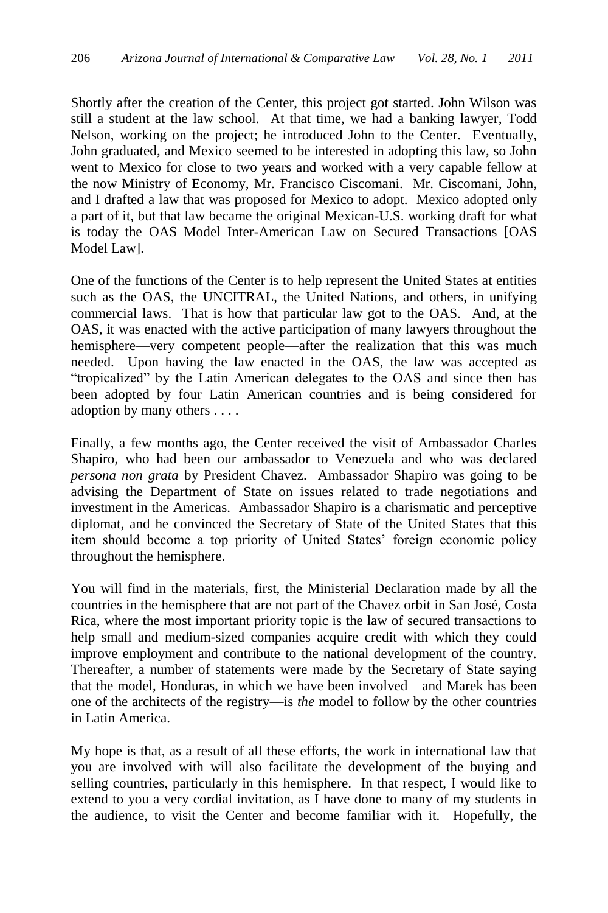Shortly after the creation of the Center, this project got started. John Wilson was still a student at the law school. At that time, we had a banking lawyer, Todd Nelson, working on the project; he introduced John to the Center. Eventually, John graduated, and Mexico seemed to be interested in adopting this law, so John went to Mexico for close to two years and worked with a very capable fellow at the now Ministry of Economy, Mr. Francisco Ciscomani. Mr. Ciscomani, John, and I drafted a law that was proposed for Mexico to adopt. Mexico adopted only a part of it, but that law became the original Mexican-U.S. working draft for what is today the OAS Model Inter-American Law on Secured Transactions [OAS Model Law].

One of the functions of the Center is to help represent the United States at entities such as the OAS, the UNCITRAL, the United Nations, and others, in unifying commercial laws. That is how that particular law got to the OAS. And, at the OAS, it was enacted with the active participation of many lawyers throughout the hemisphere—very competent people—after the realization that this was much needed. Upon having the law enacted in the OAS, the law was accepted as "tropicalized" by the Latin American delegates to the OAS and since then has been adopted by four Latin American countries and is being considered for adoption by many others . . . .

Finally, a few months ago, the Center received the visit of Ambassador Charles Shapiro, who had been our ambassador to Venezuela and who was declared *persona non grata* by President Chavez. Ambassador Shapiro was going to be advising the Department of State on issues related to trade negotiations and investment in the Americas. Ambassador Shapiro is a charismatic and perceptive diplomat, and he convinced the Secretary of State of the United States that this item should become a top priority of United States' foreign economic policy throughout the hemisphere.

You will find in the materials, first, the Ministerial Declaration made by all the countries in the hemisphere that are not part of the Chavez orbit in San José, Costa Rica, where the most important priority topic is the law of secured transactions to help small and medium-sized companies acquire credit with which they could improve employment and contribute to the national development of the country. Thereafter, a number of statements were made by the Secretary of State saying that the model, Honduras, in which we have been involved—and Marek has been one of the architects of the registry—is *the* model to follow by the other countries in Latin America.

My hope is that, as a result of all these efforts, the work in international law that you are involved with will also facilitate the development of the buying and selling countries, particularly in this hemisphere. In that respect, I would like to extend to you a very cordial invitation, as I have done to many of my students in the audience, to visit the Center and become familiar with it. Hopefully, the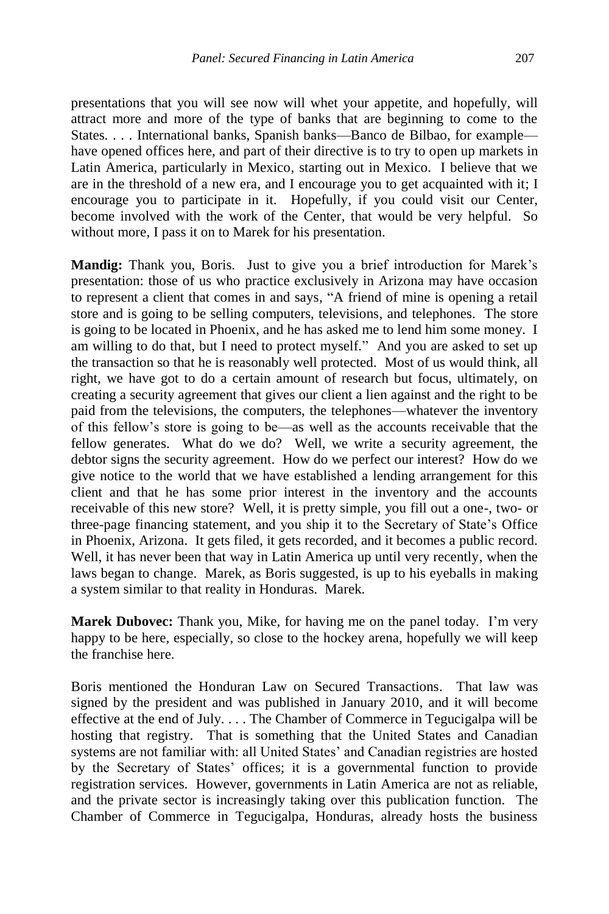presentations that you will see now will whet your appetite, and hopefully, will attract more and more of the type of banks that are beginning to come to the States. . . . International banks, Spanish banks—Banco de Bilbao, for example—have opened offices here, and part of their directive is to try to open up markets in Latin America, particularly in Mexico, starting out in Mexico. I believe that we are in the threshold of a new era, and I encourage you to get acquainted with it; I encourage you to participate in it. Hopefully, if you could visit our Center, become involved with the work of the Center, that would be very helpful. So without more, I pass it on to Marek for his presentation.

**Mandig:** Thank you, Boris. Just to give you a brief introduction for Marek's presentation: those of us who practice exclusively in Arizona may have occasion to represent a client that comes in and says, "A friend of mine is opening a retail store and is going to be selling computers, televisions, and telephones. The store is going to be located in Phoenix, and he has asked me to lend him some money. I am willing to do that, but I need to protect myself." And you are asked to set up the transaction so that he is reasonably well protected. Most of us would think, all right, we have got to do a certain amount of research but focus, ultimately, on creating a security agreement that gives our client a lien against and the right to be paid from the televisions, the computers, the telephones—whatever the inventory of this fellow's store is going to be—as well as the accounts receivable that the fellow generates. What do we do? Well, we write a security agreement, the debtor signs the security agreement. How do we perfect our interest? How do we give notice to the world that we have established a lending arrangement for this client and that he has some prior interest in the inventory and the accounts receivable of this new store? Well, it is pretty simple, you fill out a one-, two- or three-page financing statement, and you ship it to the Secretary of State's Office in Phoenix, Arizona. It gets filed, it gets recorded, and it becomes a public record. Well, it has never been that way in Latin America up until very recently, when the laws began to change. Marek, as Boris suggested, is up to his eyeballs in making a system similar to that reality in Honduras. Marek.

**Marek Dubovec:** Thank you, Mike, for having me on the panel today. I'm very happy to be here, especially, so close to the hockey arena, hopefully we will keep the franchise here.

Boris mentioned the Honduran Law on Secured Transactions. That law was signed by the president and was published in January 2010, and it will become effective at the end of July. . . . The Chamber of Commerce in Tegucigalpa will be hosting that registry. That is something that the United States and Canadian systems are not familiar with: all United States' and Canadian registries are hosted by the Secretary of States' offices; it is a governmental function to provide registration services. However, governments in Latin America are not as reliable, and the private sector is increasingly taking over this publication function. The Chamber of Commerce in Tegucigalpa, Honduras, already hosts the business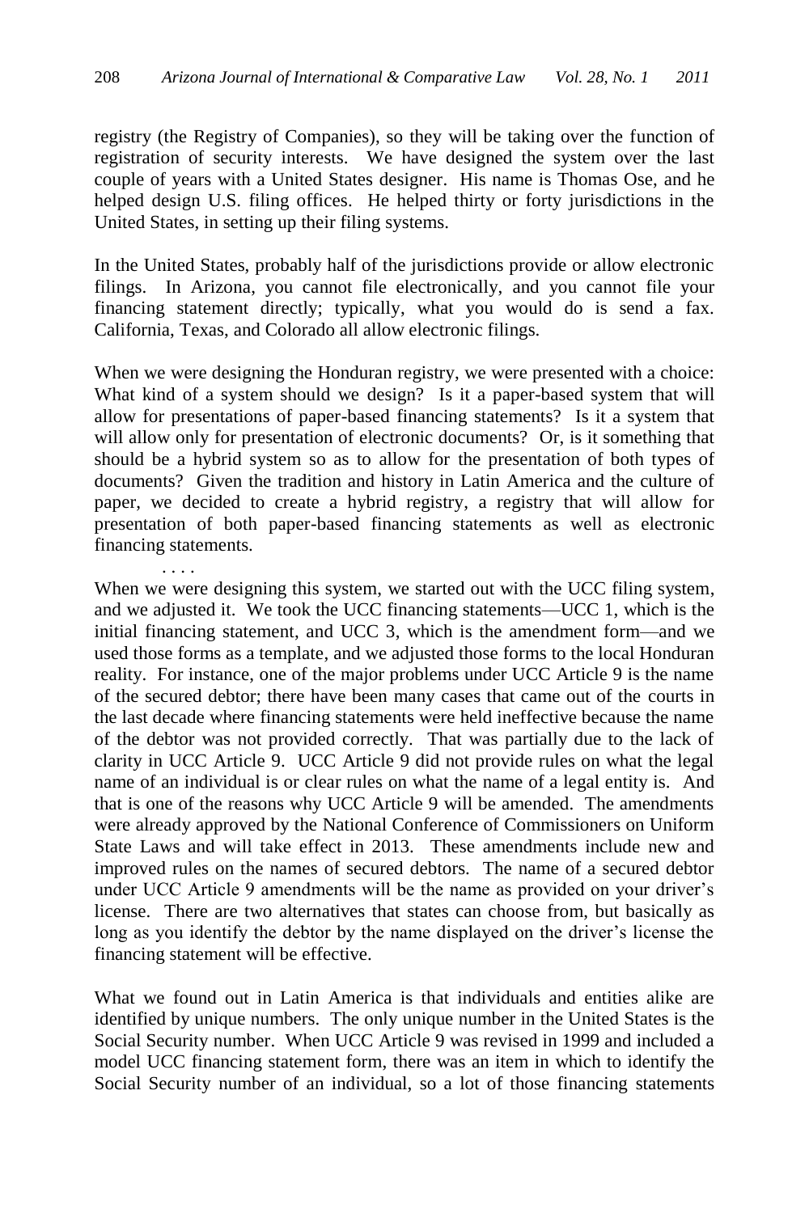registry (the Registry of Companies), so they will be taking over the function of registration of security interests. We have designed the system over the last couple of years with a United States designer. His name is Thomas Ose, and he helped design U.S. filing offices. He helped thirty or forty jurisdictions in the United States, in setting up their filing systems.

In the United States, probably half of the jurisdictions provide or allow electronic filings. In Arizona, you cannot file electronically, and you cannot file your financing statement directly; typically, what you would do is send a fax. California, Texas, and Colorado all allow electronic filings.

When we were designing the Honduran registry, we were presented with a choice: What kind of a system should we design? Is it a paper-based system that will allow for presentations of paper-based financing statements? Is it a system that will allow only for presentation of electronic documents? Or, is it something that should be a hybrid system so as to allow for the presentation of both types of documents? Given the tradition and history in Latin America and the culture of paper, we decided to create a hybrid registry, a registry that will allow for presentation of both paper-based financing statements as well as electronic financing statements.

. . . .

When we were designing this system, we started out with the UCC filing system, and we adjusted it. We took the UCC financing statements—UCC 1, which is the initial financing statement, and UCC 3, which is the amendment form—and we used those forms as a template, and we adjusted those forms to the local Honduran reality. For instance, one of the major problems under UCC Article 9 is the name of the secured debtor; there have been many cases that came out of the courts in the last decade where financing statements were held ineffective because the name of the debtor was not provided correctly. That was partially due to the lack of clarity in UCC Article 9. UCC Article 9 did not provide rules on what the legal name of an individual is or clear rules on what the name of a legal entity is. And that is one of the reasons why UCC Article 9 will be amended. The amendments were already approved by the National Conference of Commissioners on Uniform State Laws and will take effect in 2013. These amendments include new and improved rules on the names of secured debtors. The name of a secured debtor under UCC Article 9 amendments will be the name as provided on your driver's license. There are two alternatives that states can choose from, but basically as long as you identify the debtor by the name displayed on the driver's license the financing statement will be effective.

What we found out in Latin America is that individuals and entities alike are identified by unique numbers. The only unique number in the United States is the Social Security number. When UCC Article 9 was revised in 1999 and included a model UCC financing statement form, there was an item in which to identify the Social Security number of an individual, so a lot of those financing statements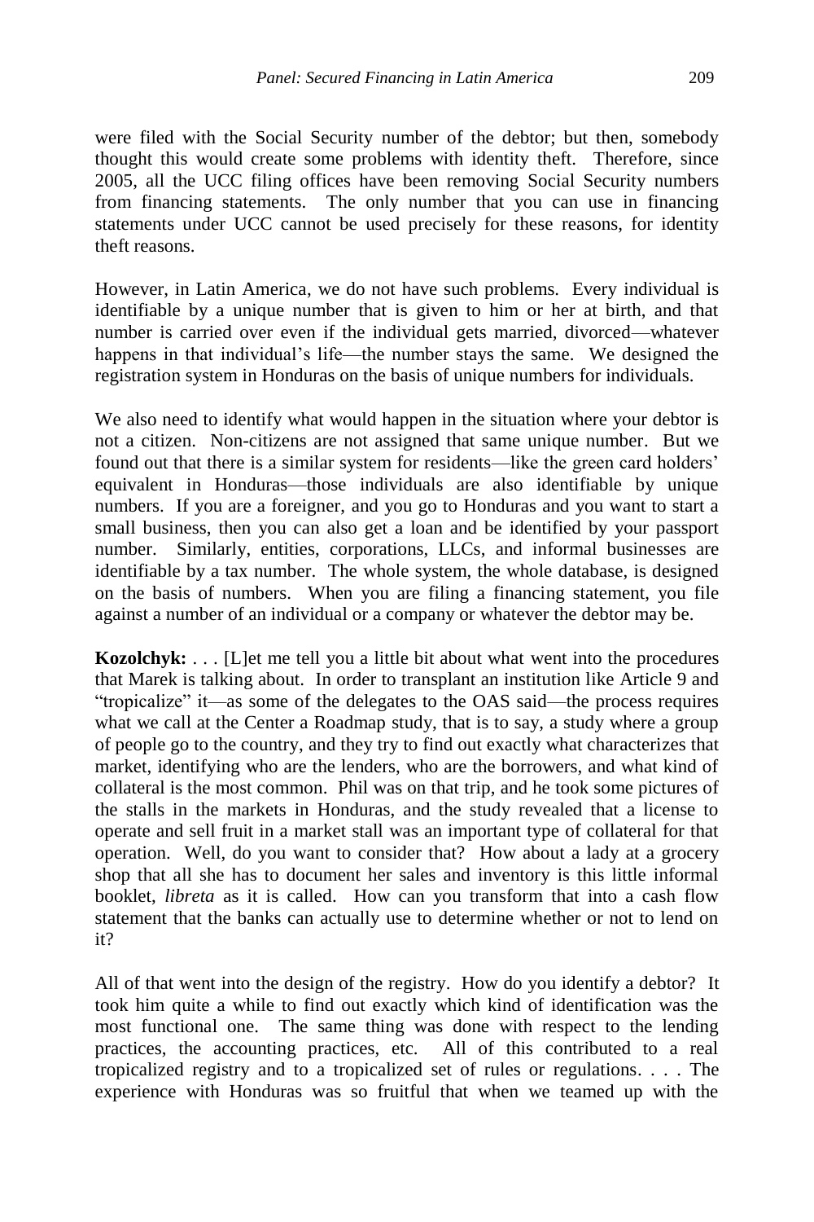were filed with the Social Security number of the debtor; but then, somebody thought this would create some problems with identity theft. Therefore, since 2005, all the UCC filing offices have been removing Social Security numbers from financing statements. The only number that you can use in financing statements under UCC cannot be used precisely for these reasons, for identity theft reasons.

However, in Latin America, we do not have such problems. Every individual is identifiable by a unique number that is given to him or her at birth, and that number is carried over even if the individual gets married, divorced—whatever happens in that individual's life—the number stays the same. We designed the registration system in Honduras on the basis of unique numbers for individuals.

We also need to identify what would happen in the situation where your debtor is not a citizen. Non-citizens are not assigned that same unique number. But we found out that there is a similar system for residents—like the green card holders' equivalent in Honduras—those individuals are also identifiable by unique numbers. If you are a foreigner, and you go to Honduras and you want to start a small business, then you can also get a loan and be identified by your passport number. Similarly, entities, corporations, LLCs, and informal businesses are identifiable by a tax number. The whole system, the whole database, is designed on the basis of numbers. When you are filing a financing statement, you file against a number of an individual or a company or whatever the debtor may be.

**Kozolchyk:** . . . [L]et me tell you a little bit about what went into the procedures that Marek is talking about. In order to transplant an institution like Article 9 and "tropicalize" it—as some of the delegates to the OAS said—the process requires what we call at the Center a Roadmap study, that is to say, a study where a group of people go to the country, and they try to find out exactly what characterizes that market, identifying who are the lenders, who are the borrowers, and what kind of collateral is the most common. Phil was on that trip, and he took some pictures of the stalls in the markets in Honduras, and the study revealed that a license to operate and sell fruit in a market stall was an important type of collateral for that operation. Well, do you want to consider that? How about a lady at a grocery shop that all she has to document her sales and inventory is this little informal booklet, *libreta* as it is called. How can you transform that into a cash flow statement that the banks can actually use to determine whether or not to lend on it?

All of that went into the design of the registry. How do you identify a debtor? It took him quite a while to find out exactly which kind of identification was the most functional one. The same thing was done with respect to the lending practices, the accounting practices, etc. All of this contributed to a real tropicalized registry and to a tropicalized set of rules or regulations. . . . The experience with Honduras was so fruitful that when we teamed up with the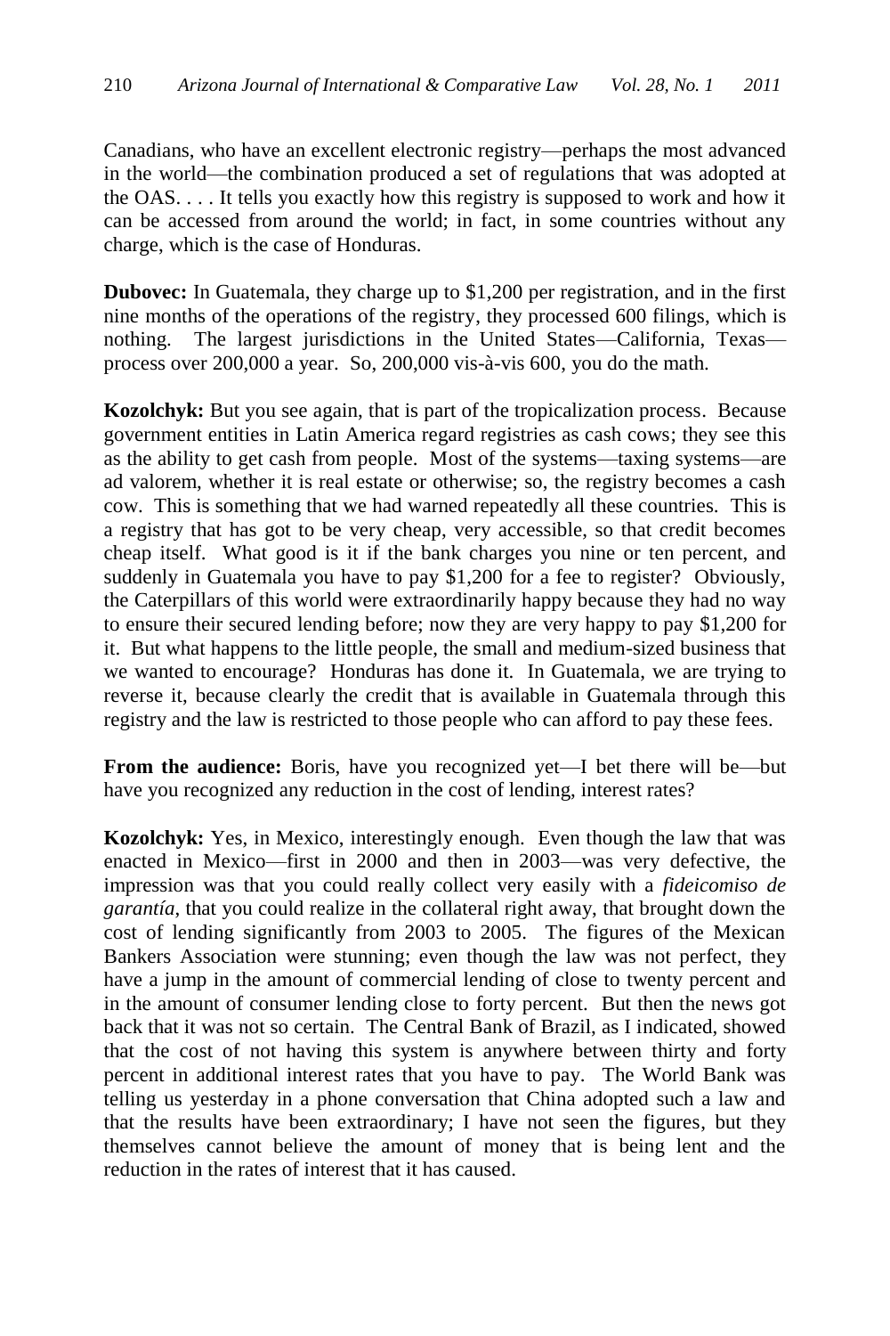Canadians, who have an excellent electronic registry—perhaps the most advanced in the world—the combination produced a set of regulations that was adopted at the OAS. . . . It tells you exactly how this registry is supposed to work and how it can be accessed from around the world; in fact, in some countries without any charge, which is the case of Honduras.

**Dubovec:** In Guatemala, they charge up to $1,200 per registration, and in the first nine months of the operations of the registry, they processed 600 filings, which is nothing. The largest jurisdictions in the United States—California, Texas—process over 200,000 a year. So, 200,000 vis-à-vis 600, you do the math.

**Kozolchyk:** But you see again, that is part of the tropicalization process. Because government entities in Latin America regard registries as cash cows; they see this as the ability to get cash from people. Most of the systems—taxing systems—are ad valorem, whether it is real estate or otherwise; so, the registry becomes a cash cow. This is something that we had warned repeatedly all these countries. This is a registry that has got to be very cheap, very accessible, so that credit becomes cheap itself. What good is it if the bank charges you nine or ten percent, and suddenly in Guatemala you have to pay $1,200 for a fee to register? Obviously, the Caterpillars of this world were extraordinarily happy because they had no way to ensure their secured lending before; now they are very happy to pay $1,200 for it. But what happens to the little people, the small and medium-sized business that we wanted to encourage? Honduras has done it. In Guatemala, we are trying to reverse it, because clearly the credit that is available in Guatemala through this registry and the law is restricted to those people who can afford to pay these fees.

**From the audience:** Boris, have you recognized yet—I bet there will be—but have you recognized any reduction in the cost of lending, interest rates?

**Kozolchyk:** Yes, in Mexico, interestingly enough. Even though the law that was enacted in Mexico—first in 2000 and then in 2003—was very defective, the impression was that you could really collect very easily with a *fideicomiso de garantía*, that you could realize in the collateral right away, that brought down the cost of lending significantly from 2003 to 2005. The figures of the Mexican Bankers Association were stunning; even though the law was not perfect, they have a jump in the amount of commercial lending of close to twenty percent and in the amount of consumer lending close to forty percent. But then the news got back that it was not so certain. The Central Bank of Brazil, as I indicated, showed that the cost of not having this system is anywhere between thirty and forty percent in additional interest rates that you have to pay. The World Bank was telling us yesterday in a phone conversation that China adopted such a law and that the results have been extraordinary; I have not seen the figures, but they themselves cannot believe the amount of money that is being lent and the reduction in the rates of interest that it has caused.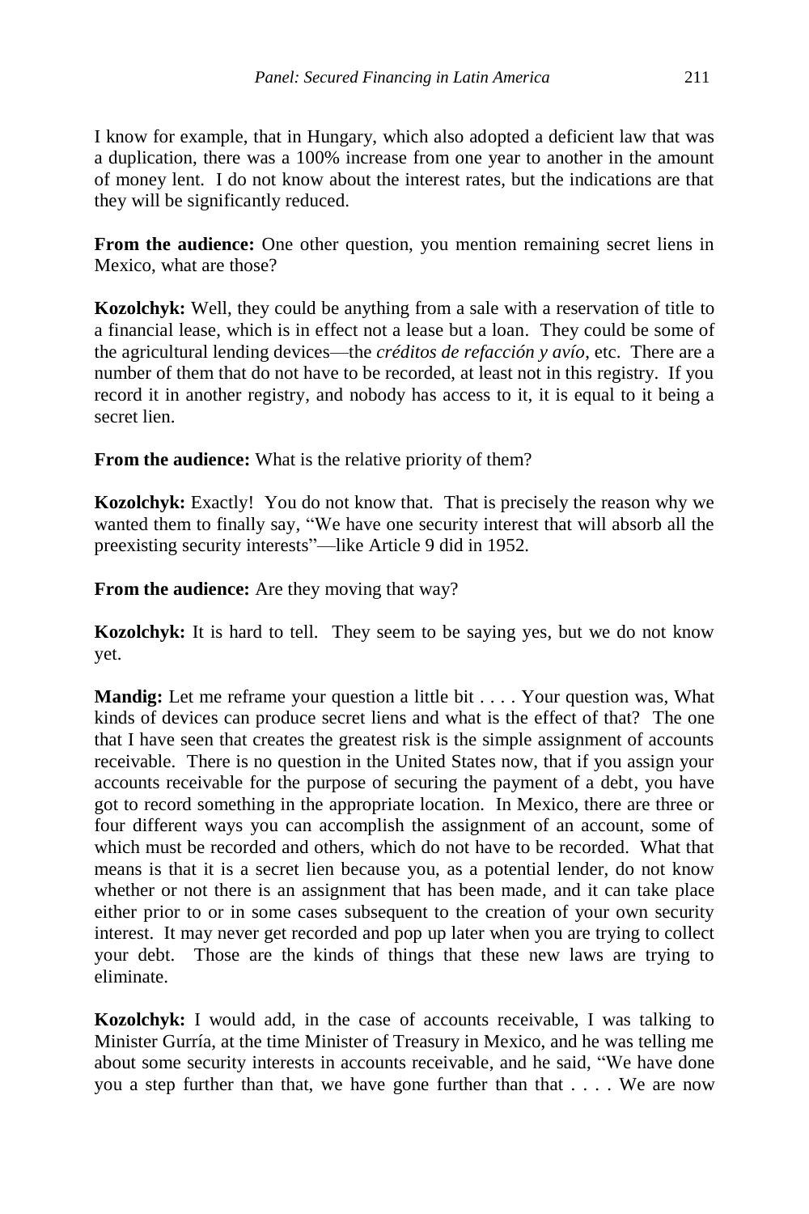I know for example, that in Hungary, which also adopted a deficient law that was a duplication, there was a 100% increase from one year to another in the amount of money lent. I do not know about the interest rates, but the indications are that they will be significantly reduced.

**From the audience:** One other question, you mention remaining secret liens in Mexico, what are those?

**Kozolchyk:** Well, they could be anything from a sale with a reservation of title to a financial lease, which is in effect not a lease but a loan. They could be some of the agricultural lending devices—the *créditos de refacción y avío*, etc. There are a number of them that do not have to be recorded, at least not in this registry. If you record it in another registry, and nobody has access to it, it is equal to it being a secret lien.

**From the audience:** What is the relative priority of them?

**Kozolchyk:** Exactly! You do not know that. That is precisely the reason why we wanted them to finally say, "We have one security interest that will absorb all the preexisting security interests"—like Article 9 did in 1952.

**From the audience:** Are they moving that way?

**Kozolchyk:** It is hard to tell. They seem to be saying yes, but we do not know yet.

**Mandig:** Let me reframe your question a little bit . . . . Your question was, What kinds of devices can produce secret liens and what is the effect of that? The one that I have seen that creates the greatest risk is the simple assignment of accounts receivable. There is no question in the United States now, that if you assign your accounts receivable for the purpose of securing the payment of a debt, you have got to record something in the appropriate location. In Mexico, there are three or four different ways you can accomplish the assignment of an account, some of which must be recorded and others, which do not have to be recorded. What that means is that it is a secret lien because you, as a potential lender, do not know whether or not there is an assignment that has been made, and it can take place either prior to or in some cases subsequent to the creation of your own security interest. It may never get recorded and pop up later when you are trying to collect your debt. Those are the kinds of things that these new laws are trying to eliminate.

**Kozolchyk:** I would add, in the case of accounts receivable, I was talking to Minister Gurría, at the time Minister of Treasury in Mexico, and he was telling me about some security interests in accounts receivable, and he said, "We have done you a step further than that, we have gone further than that . . . . We are now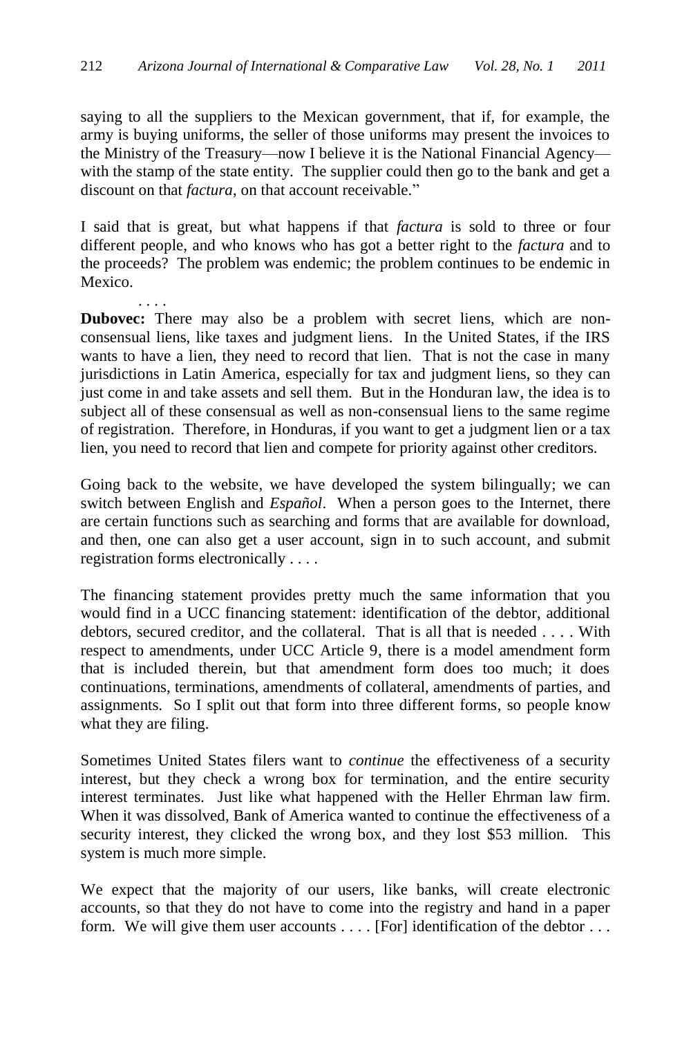saying to all the suppliers to the Mexican government, that if, for example, the army is buying uniforms, the seller of those uniforms may present the invoices to the Ministry of the Treasury—now I believe it is the National Financial Agency—with the stamp of the state entity. The supplier could then go to the bank and get a discount on that *factura*, on that account receivable."

I said that is great, but what happens if that *factura* is sold to three or four different people, and who knows who has got a better right to the *factura* and to the proceeds? The problem was endemic; the problem continues to be endemic in Mexico.

. . . .

**Dubovec:** There may also be a problem with secret liens, which are non-consensual liens, like taxes and judgment liens. In the United States, if the IRS wants to have a lien, they need to record that lien. That is not the case in many jurisdictions in Latin America, especially for tax and judgment liens, so they can just come in and take assets and sell them. But in the Honduran law, the idea is to subject all of these consensual as well as non-consensual liens to the same regime of registration. Therefore, in Honduras, if you want to get a judgment lien or a tax lien, you need to record that lien and compete for priority against other creditors.

Going back to the website, we have developed the system bilingually; we can switch between English and *Español*. When a person goes to the Internet, there are certain functions such as searching and forms that are available for download, and then, one can also get a user account, sign in to such account, and submit registration forms electronically . . . .

The financing statement provides pretty much the same information that you would find in a UCC financing statement: identification of the debtor, additional debtors, secured creditor, and the collateral. That is all that is needed . . . . With respect to amendments, under UCC Article 9, there is a model amendment form that is included therein, but that amendment form does too much; it does continuations, terminations, amendments of collateral, amendments of parties, and assignments. So I split out that form into three different forms, so people know what they are filing.

Sometimes United States filers want to *continue* the effectiveness of a security interest, but they check a wrong box for termination, and the entire security interest terminates. Just like what happened with the Heller Ehrman law firm. When it was dissolved, Bank of America wanted to continue the effectiveness of a security interest, they clicked the wrong box, and they lost $53 million. This system is much more simple.

We expect that the majority of our users, like banks, will create electronic accounts, so that they do not have to come into the registry and hand in a paper form. We will give them user accounts . . . . [For] identification of the debtor . . .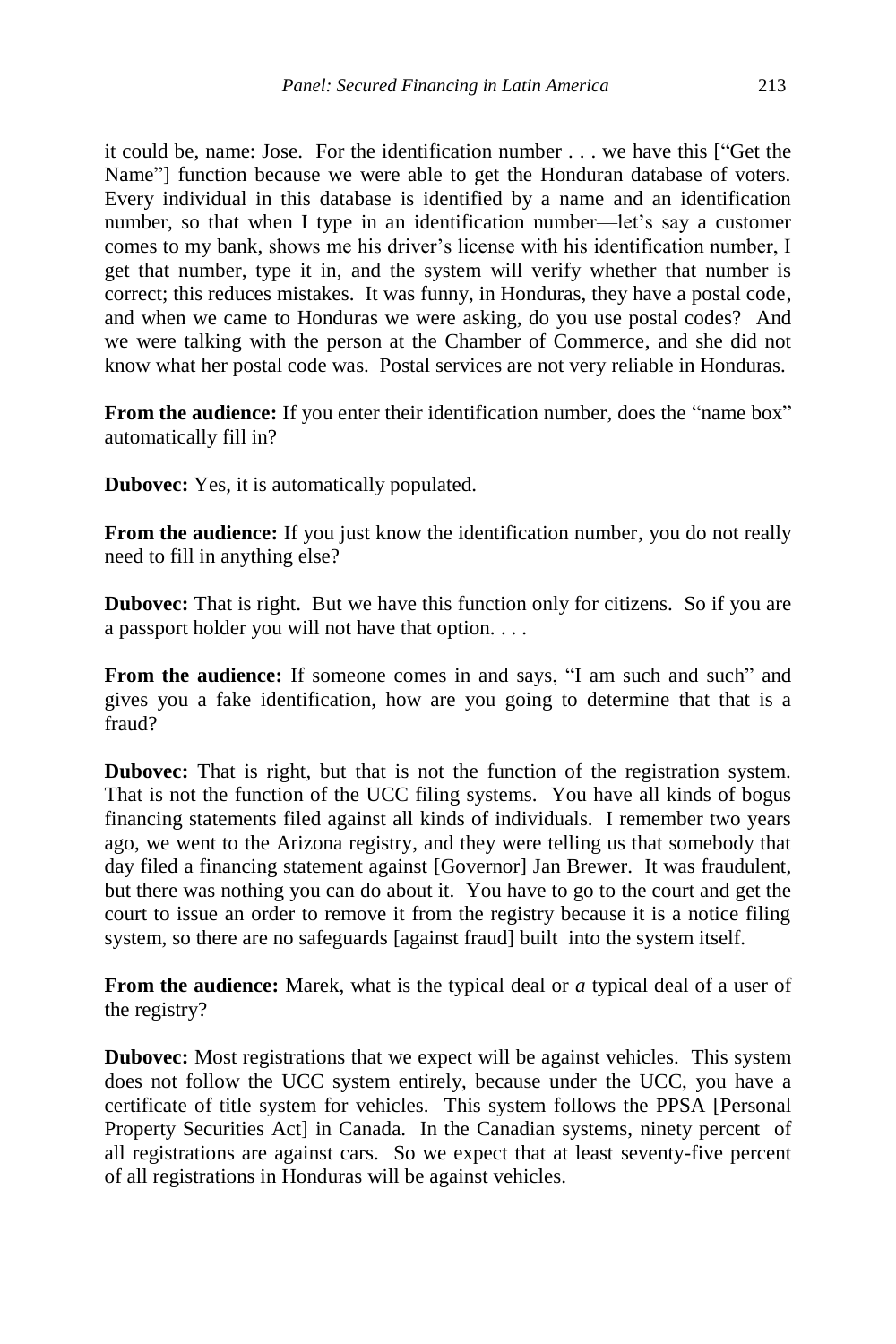it could be, name: Jose. For the identification number . . . we have this ["Get the Name"] function because we were able to get the Honduran database of voters. Every individual in this database is identified by a name and an identification number, so that when I type in an identification number—let's say a customer comes to my bank, shows me his driver's license with his identification number, I get that number, type it in, and the system will verify whether that number is correct; this reduces mistakes. It was funny, in Honduras, they have a postal code, and when we came to Honduras we were asking, do you use postal codes? And we were talking with the person at the Chamber of Commerce, and she did not know what her postal code was. Postal services are not very reliable in Honduras.

**From the audience:** If you enter their identification number, does the "name box" automatically fill in?

**Dubovec:** Yes, it is automatically populated.

**From the audience:** If you just know the identification number, you do not really need to fill in anything else?

**Dubovec:** That is right. But we have this function only for citizens. So if you are a passport holder you will not have that option. . . .

**From the audience:** If someone comes in and says, "I am such and such" and gives you a fake identification, how are you going to determine that that is a fraud?

**Dubovec:** That is right, but that is not the function of the registration system. That is not the function of the UCC filing systems. You have all kinds of bogus financing statements filed against all kinds of individuals. I remember two years ago, we went to the Arizona registry, and they were telling us that somebody that day filed a financing statement against [Governor] Jan Brewer. It was fraudulent, but there was nothing you can do about it. You have to go to the court and get the court to issue an order to remove it from the registry because it is a notice filing system, so there are no safeguards [against fraud] built into the system itself.

**From the audience:** Marek, what is the typical deal or *a* typical deal of a user of the registry?

**Dubovec:** Most registrations that we expect will be against vehicles. This system does not follow the UCC system entirely, because under the UCC, you have a certificate of title system for vehicles. This system follows the PPSA [Personal Property Securities Act] in Canada. In the Canadian systems, ninety percent of all registrations are against cars. So we expect that at least seventy-five percent of all registrations in Honduras will be against vehicles.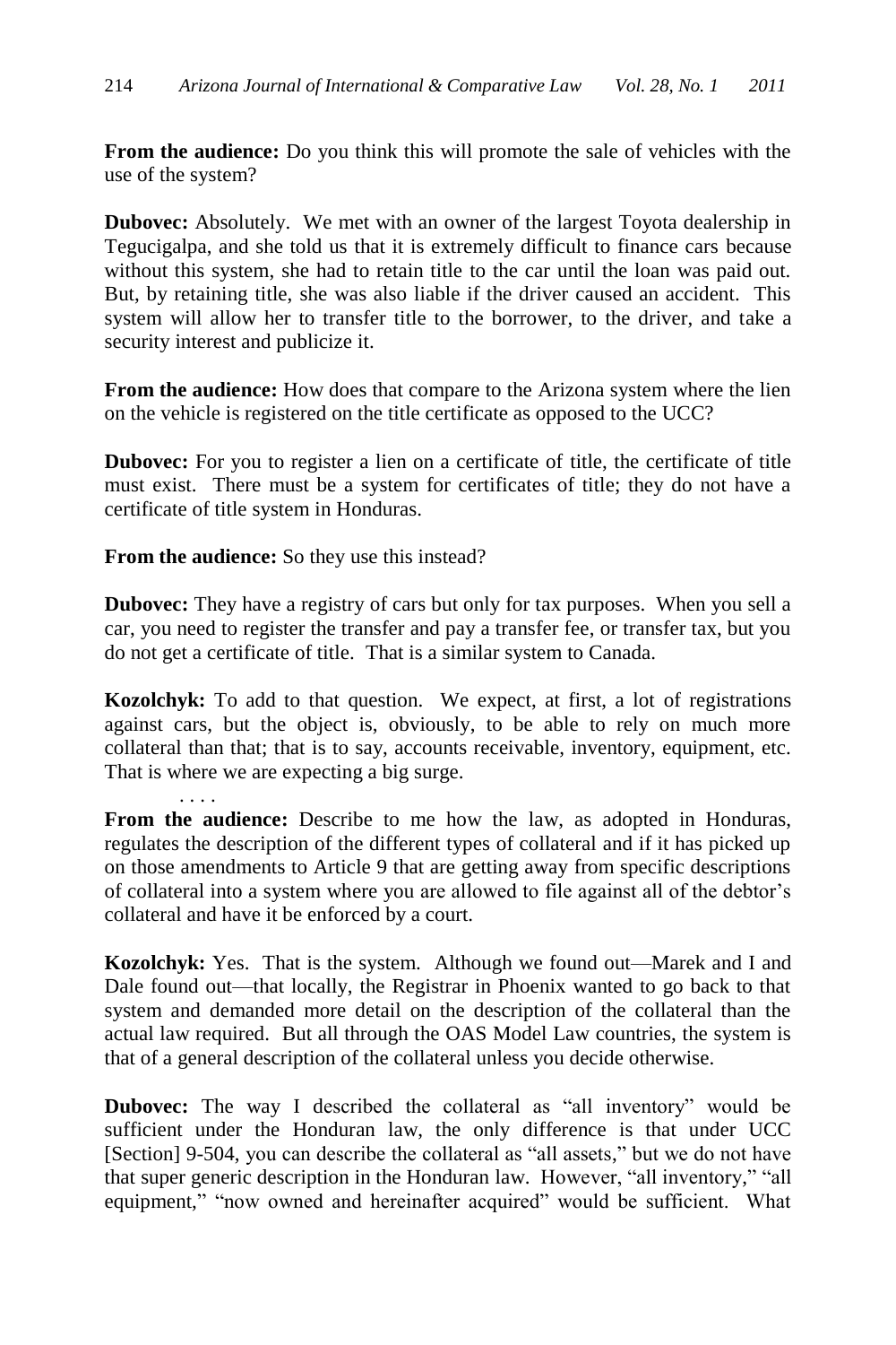**From the audience:** Do you think this will promote the sale of vehicles with the use of the system?

**Dubovec:** Absolutely. We met with an owner of the largest Toyota dealership in Tegucigalpa, and she told us that it is extremely difficult to finance cars because without this system, she had to retain title to the car until the loan was paid out. But, by retaining title, she was also liable if the driver caused an accident. This system will allow her to transfer title to the borrower, to the driver, and take a security interest and publicize it.

**From the audience:** How does that compare to the Arizona system where the lien on the vehicle is registered on the title certificate as opposed to the UCC?

**Dubovec:** For you to register a lien on a certificate of title, the certificate of title must exist. There must be a system for certificates of title; they do not have a certificate of title system in Honduras.

**From the audience:** So they use this instead?

**Dubovec:** They have a registry of cars but only for tax purposes. When you sell a car, you need to register the transfer and pay a transfer fee, or transfer tax, but you do not get a certificate of title. That is a similar system to Canada.

**Kozolchyk:** To add to that question. We expect, at first, a lot of registrations against cars, but the object is, obviously, to be able to rely on much more collateral than that; that is to say, accounts receivable, inventory, equipment, etc. That is where we are expecting a big surge.

. . . .

**From the audience:** Describe to me how the law, as adopted in Honduras, regulates the description of the different types of collateral and if it has picked up on those amendments to Article 9 that are getting away from specific descriptions of collateral into a system where you are allowed to file against all of the debtor's collateral and have it be enforced by a court.

**Kozolchyk:** Yes. That is the system. Although we found out—Marek and I and Dale found out—that locally, the Registrar in Phoenix wanted to go back to that system and demanded more detail on the description of the collateral than the actual law required. But all through the OAS Model Law countries, the system is that of a general description of the collateral unless you decide otherwise.

**Dubovec:** The way I described the collateral as "all inventory" would be sufficient under the Honduran law, the only difference is that under UCC [Section] 9-504, you can describe the collateral as "all assets," but we do not have that super generic description in the Honduran law. However, "all inventory," "all equipment," "now owned and hereinafter acquired" would be sufficient. What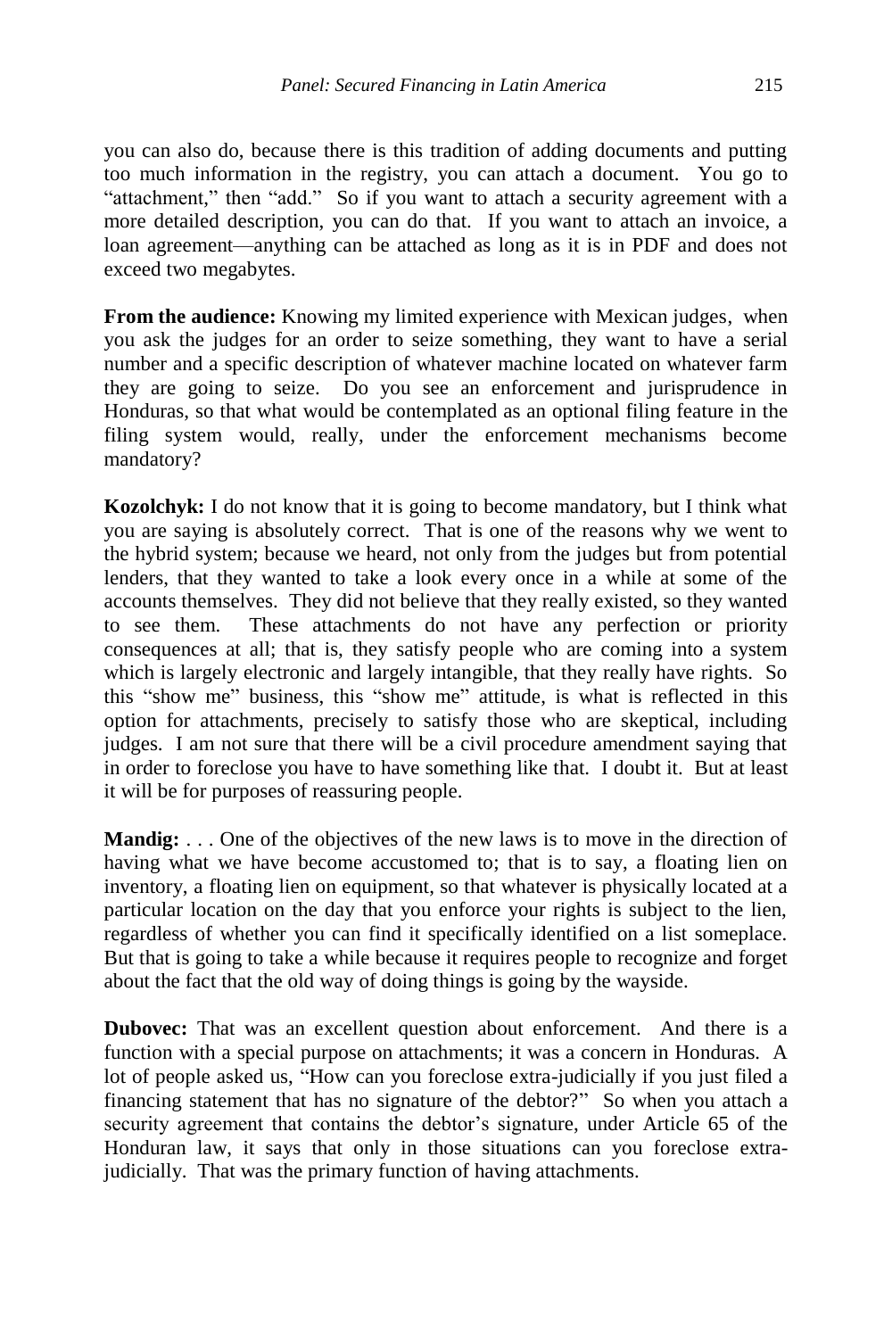you can also do, because there is this tradition of adding documents and putting too much information in the registry, you can attach a document. You go to "attachment," then "add." So if you want to attach a security agreement with a more detailed description, you can do that. If you want to attach an invoice, a loan agreement—anything can be attached as long as it is in PDF and does not exceed two megabytes.

**From the audience:** Knowing my limited experience with Mexican judges, when you ask the judges for an order to seize something, they want to have a serial number and a specific description of whatever machine located on whatever farm they are going to seize. Do you see an enforcement and jurisprudence in Honduras, so that what would be contemplated as an optional filing feature in the filing system would, really, under the enforcement mechanisms become mandatory?

**Kozolchyk:** I do not know that it is going to become mandatory, but I think what you are saying is absolutely correct. That is one of the reasons why we went to the hybrid system; because we heard, not only from the judges but from potential lenders, that they wanted to take a look every once in a while at some of the accounts themselves. They did not believe that they really existed, so they wanted to see them. These attachments do not have any perfection or priority consequences at all; that is, they satisfy people who are coming into a system which is largely electronic and largely intangible, that they really have rights. So this "show me" business, this "show me" attitude, is what is reflected in this option for attachments, precisely to satisfy those who are skeptical, including judges. I am not sure that there will be a civil procedure amendment saying that in order to foreclose you have to have something like that. I doubt it. But at least it will be for purposes of reassuring people.

**Mandig:** . . . One of the objectives of the new laws is to move in the direction of having what we have become accustomed to; that is to say, a floating lien on inventory, a floating lien on equipment, so that whatever is physically located at a particular location on the day that you enforce your rights is subject to the lien, regardless of whether you can find it specifically identified on a list someplace. But that is going to take a while because it requires people to recognize and forget about the fact that the old way of doing things is going by the wayside.

**Dubovec:** That was an excellent question about enforcement. And there is a function with a special purpose on attachments; it was a concern in Honduras. A lot of people asked us, "How can you foreclose extra-judicially if you just filed a financing statement that has no signature of the debtor?" So when you attach a security agreement that contains the debtor's signature, under Article 65 of the Honduran law, it says that only in those situations can you foreclose extra-judicially. That was the primary function of having attachments.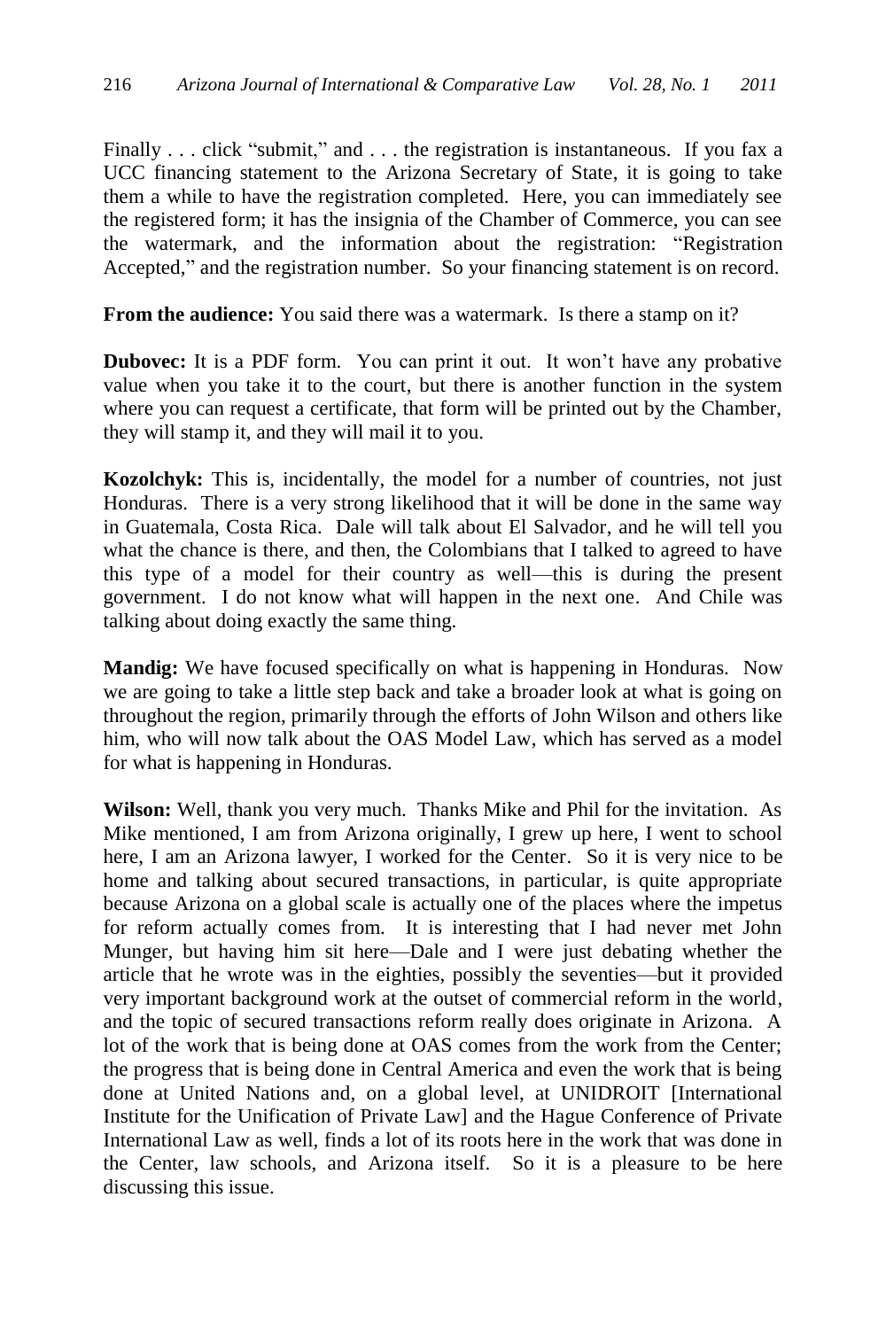Finally . . . click “submit,” and . . . the registration is instantaneous. If you fax a UCC financing statement to the Arizona Secretary of State, it is going to take them a while to have the registration completed. Here, you can immediately see the registered form; it has the insignia of the Chamber of Commerce, you can see the watermark, and the information about the registration: “Registration Accepted,” and the registration number. So your financing statement is on record.

**From the audience:** You said there was a watermark. Is there a stamp on it?

**Dubovec:** It is a PDF form. You can print it out. It won’t have any probative value when you take it to the court, but there is another function in the system where you can request a certificate, that form will be printed out by the Chamber, they will stamp it, and they will mail it to you.

**Kozolchyk:** This is, incidentally, the model for a number of countries, not just Honduras. There is a very strong likelihood that it will be done in the same way in Guatemala, Costa Rica. Dale will talk about El Salvador, and he will tell you what the chance is there, and then, the Colombians that I talked to agreed to have this type of a model for their country as well—this is during the present government. I do not know what will happen in the next one. And Chile was talking about doing exactly the same thing.

**Mandig:** We have focused specifically on what is happening in Honduras. Now we are going to take a little step back and take a broader look at what is going on throughout the region, primarily through the efforts of John Wilson and others like him, who will now talk about the OAS Model Law, which has served as a model for what is happening in Honduras.

**Wilson:** Well, thank you very much. Thanks Mike and Phil for the invitation. As Mike mentioned, I am from Arizona originally, I grew up here, I went to school here, I am an Arizona lawyer, I worked for the Center. So it is very nice to be home and talking about secured transactions, in particular, is quite appropriate because Arizona on a global scale is actually one of the places where the impetus for reform actually comes from. It is interesting that I had never met John Munger, but having him sit here—Dale and I were just debating whether the article that he wrote was in the eighties, possibly the seventies—but it provided very important background work at the outset of commercial reform in the world, and the topic of secured transactions reform really does originate in Arizona. A lot of the work that is being done at OAS comes from the work from the Center; the progress that is being done in Central America and even the work that is being done at United Nations and, on a global level, at UNIDROIT [International Institute for the Unification of Private Law] and the Hague Conference of Private International Law as well, finds a lot of its roots here in the work that was done in the Center, law schools, and Arizona itself. So it is a pleasure to be here discussing this issue.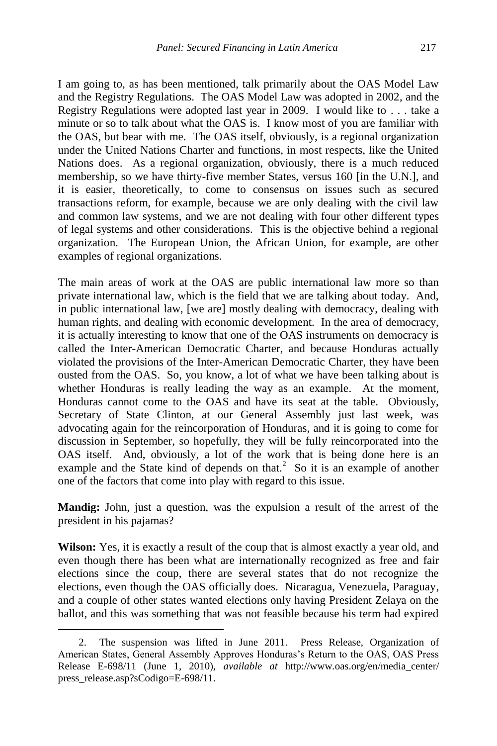I am going to, as has been mentioned, talk primarily about the OAS Model Law and the Registry Regulations. The OAS Model Law was adopted in 2002, and the Registry Regulations were adopted last year in 2009. I would like to . . . take a minute or so to talk about what the OAS is. I know most of you are familiar with the OAS, but bear with me. The OAS itself, obviously, is a regional organization under the United Nations Charter and functions, in most respects, like the United Nations does. As a regional organization, obviously, there is a much reduced membership, so we have thirty-five member States, versus 160 [in the U.N.], and it is easier, theoretically, to come to consensus on issues such as secured transactions reform, for example, because we are only dealing with the civil law and common law systems, and we are not dealing with four other different types of legal systems and other considerations. This is the objective behind a regional organization. The European Union, the African Union, for example, are other examples of regional organizations.

The main areas of work at the OAS are public international law more so than private international law, which is the field that we are talking about today. And, in public international law, [we are] mostly dealing with democracy, dealing with human rights, and dealing with economic development. In the area of democracy, it is actually interesting to know that one of the OAS instruments on democracy is called the Inter-American Democratic Charter, and because Honduras actually violated the provisions of the Inter-American Democratic Charter, they have been ousted from the OAS. So, you know, a lot of what we have been talking about is whether Honduras is really leading the way as an example. At the moment, Honduras cannot come to the OAS and have its seat at the table. Obviously, Secretary of State Clinton, at our General Assembly just last week, was advocating again for the reincorporation of Honduras, and it is going to come for discussion in September, so hopefully, they will be fully reincorporated into the OAS itself. And, obviously, a lot of the work that is being done here is an example and the State kind of depends on that.[2] So it is an example of another one of the factors that come into play with regard to this issue.

**Mandig:** John, just a question, was the expulsion a result of the arrest of the president in his pajamas?

**Wilson:** Yes, it is exactly a result of the coup that is almost exactly a year old, and even though there has been what are internationally recognized as free and fair elections since the coup, there are several states that do not recognize the elections, even though the OAS officially does. Nicaragua, Venezuela, Paraguay, and a couple of other states wanted elections only having President Zelaya on the ballot, and this was something that was not feasible because his term had expired

2. The suspension was lifted in June 2011. Press Release, Organization of American States, General Assembly Approves Honduras's Return to the OAS, OAS Press Release E-698/11 (June 1, 2010), *available at* http://www.oas.org/en/media_center/press_release.asp?sCodigo=E-698/11.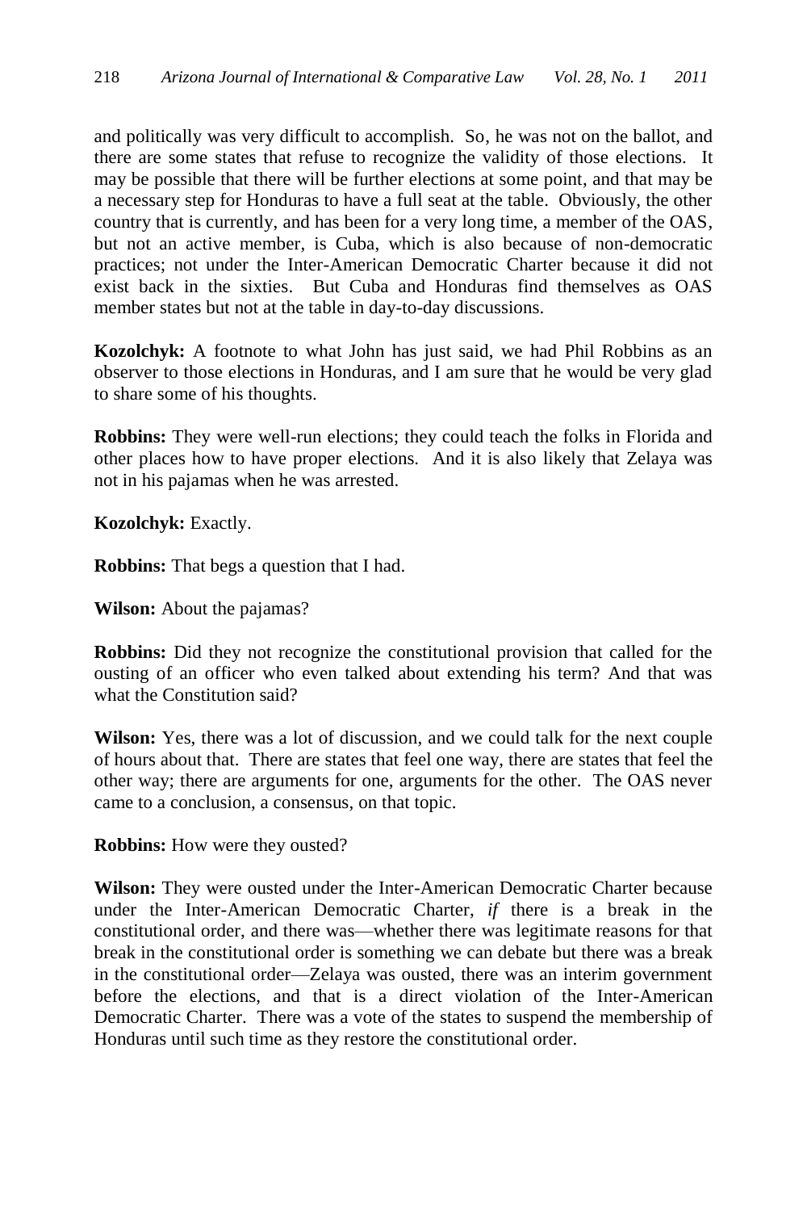and politically was very difficult to accomplish. So, he was not on the ballot, and there are some states that refuse to recognize the validity of those elections. It may be possible that there will be further elections at some point, and that may be a necessary step for Honduras to have a full seat at the table. Obviously, the other country that is currently, and has been for a very long time, a member of the OAS, but not an active member, is Cuba, which is also because of non-democratic practices; not under the Inter-American Democratic Charter because it did not exist back in the sixties. But Cuba and Honduras find themselves as OAS member states but not at the table in day-to-day discussions.

**Kozolchyk:** A footnote to what John has just said, we had Phil Robbins as an observer to those elections in Honduras, and I am sure that he would be very glad to share some of his thoughts.

**Robbins:** They were well-run elections; they could teach the folks in Florida and other places how to have proper elections. And it is also likely that Zelaya was not in his pajamas when he was arrested.

**Kozolchyk:** Exactly.

**Robbins:** That begs a question that I had.

**Wilson:** About the pajamas?

**Robbins:** Did they not recognize the constitutional provision that called for the ousting of an officer who even talked about extending his term? And that was what the Constitution said?

**Wilson:** Yes, there was a lot of discussion, and we could talk for the next couple of hours about that. There are states that feel one way, there are states that feel the other way; there are arguments for one, arguments for the other. The OAS never came to a conclusion, a consensus, on that topic.

**Robbins:** How were they ousted?

**Wilson:** They were ousted under the Inter-American Democratic Charter because under the Inter-American Democratic Charter, *if* there is a break in the constitutional order, and there was—whether there was legitimate reasons for that break in the constitutional order is something we can debate but there was a break in the constitutional order—Zelaya was ousted, there was an interim government before the elections, and that is a direct violation of the Inter-American Democratic Charter. There was a vote of the states to suspend the membership of Honduras until such time as they restore the constitutional order.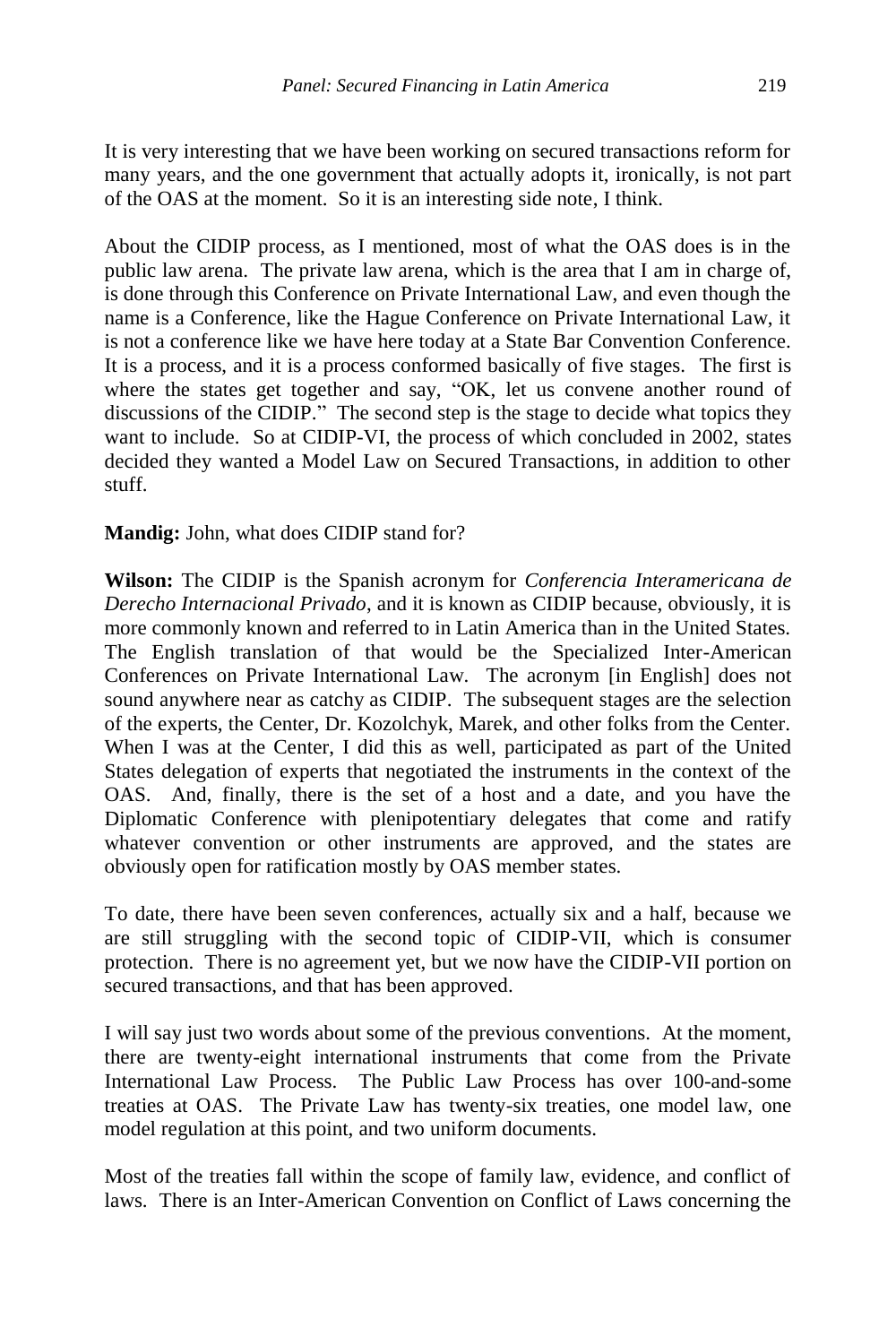It is very interesting that we have been working on secured transactions reform for many years, and the one government that actually adopts it, ironically, is not part of the OAS at the moment. So it is an interesting side note, I think.

About the CIDIP process, as I mentioned, most of what the OAS does is in the public law arena. The private law arena, which is the area that I am in charge of, is done through this Conference on Private International Law, and even though the name is a Conference, like the Hague Conference on Private International Law, it is not a conference like we have here today at a State Bar Convention Conference. It is a process, and it is a process conformed basically of five stages. The first is where the states get together and say, "OK, let us convene another round of discussions of the CIDIP." The second step is the stage to decide what topics they want to include. So at CIDIP-VI, the process of which concluded in 2002, states decided they wanted a Model Law on Secured Transactions, in addition to other stuff.

**Mandig:** John, what does CIDIP stand for?

**Wilson:** The CIDIP is the Spanish acronym for *Conferencia Interamericana de Derecho Internacional Privado*, and it is known as CIDIP because, obviously, it is more commonly known and referred to in Latin America than in the United States. The English translation of that would be the Specialized Inter-American Conferences on Private International Law. The acronym [in English] does not sound anywhere near as catchy as CIDIP. The subsequent stages are the selection of the experts, the Center, Dr. Kozolchyk, Marek, and other folks from the Center. When I was at the Center, I did this as well, participated as part of the United States delegation of experts that negotiated the instruments in the context of the OAS. And, finally, there is the set of a host and a date, and you have the Diplomatic Conference with plenipotentiary delegates that come and ratify whatever convention or other instruments are approved, and the states are obviously open for ratification mostly by OAS member states.

To date, there have been seven conferences, actually six and a half, because we are still struggling with the second topic of CIDIP-VII, which is consumer protection. There is no agreement yet, but we now have the CIDIP-VII portion on secured transactions, and that has been approved.

I will say just two words about some of the previous conventions. At the moment, there are twenty-eight international instruments that come from the Private International Law Process. The Public Law Process has over 100-and-some treaties at OAS. The Private Law has twenty-six treaties, one model law, one model regulation at this point, and two uniform documents.

Most of the treaties fall within the scope of family law, evidence, and conflict of laws. There is an Inter-American Convention on Conflict of Laws concerning the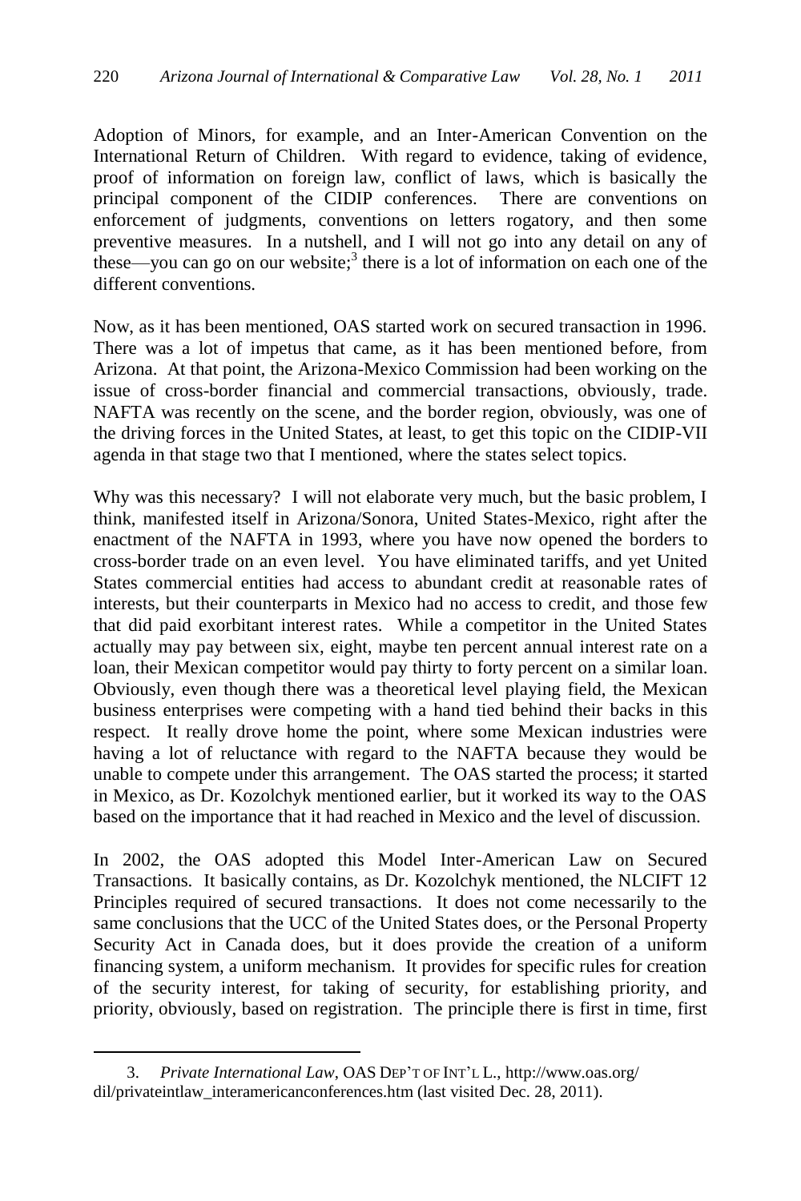Adoption of Minors, for example, and an Inter-American Convention on the International Return of Children. With regard to evidence, taking of evidence, proof of information on foreign law, conflict of laws, which is basically the principal component of the CIDIP conferences. There are conventions on enforcement of judgments, conventions on letters rogatory, and then some preventive measures. In a nutshell, and I will not go into any detail on any of these—you can go on our website;[3] there is a lot of information on each one of the different conventions.

Now, as it has been mentioned, OAS started work on secured transaction in 1996. There was a lot of impetus that came, as it has been mentioned before, from Arizona. At that point, the Arizona-Mexico Commission had been working on the issue of cross-border financial and commercial transactions, obviously, trade. NAFTA was recently on the scene, and the border region, obviously, was one of the driving forces in the United States, at least, to get this topic on the CIDIP-VII agenda in that stage two that I mentioned, where the states select topics.

Why was this necessary? I will not elaborate very much, but the basic problem, I think, manifested itself in Arizona/Sonora, United States-Mexico, right after the enactment of the NAFTA in 1993, where you have now opened the borders to cross-border trade on an even level. You have eliminated tariffs, and yet United States commercial entities had access to abundant credit at reasonable rates of interests, but their counterparts in Mexico had no access to credit, and those few that did paid exorbitant interest rates. While a competitor in the United States actually may pay between six, eight, maybe ten percent annual interest rate on a loan, their Mexican competitor would pay thirty to forty percent on a similar loan. Obviously, even though there was a theoretical level playing field, the Mexican business enterprises were competing with a hand tied behind their backs in this respect. It really drove home the point, where some Mexican industries were having a lot of reluctance with regard to the NAFTA because they would be unable to compete under this arrangement. The OAS started the process; it started in Mexico, as Dr. Kozolchyk mentioned earlier, but it worked its way to the OAS based on the importance that it had reached in Mexico and the level of discussion.

In 2002, the OAS adopted this Model Inter-American Law on Secured Transactions. It basically contains, as Dr. Kozolchyk mentioned, the NLCIFT 12 Principles required of secured transactions. It does not come necessarily to the same conclusions that the UCC of the United States does, or the Personal Property Security Act in Canada does, but it does provide the creation of a uniform financing system, a uniform mechanism. It provides for specific rules for creation of the security interest, for taking of security, for establishing priority, and priority, obviously, based on registration. The principle there is first in time, first

---

3. *Private International Law*, OAS DEP'T OF INT'L L., http://www.oas.org/dil/privateintlaw_interamericanconferences.htm (last visited Dec. 28, 2011).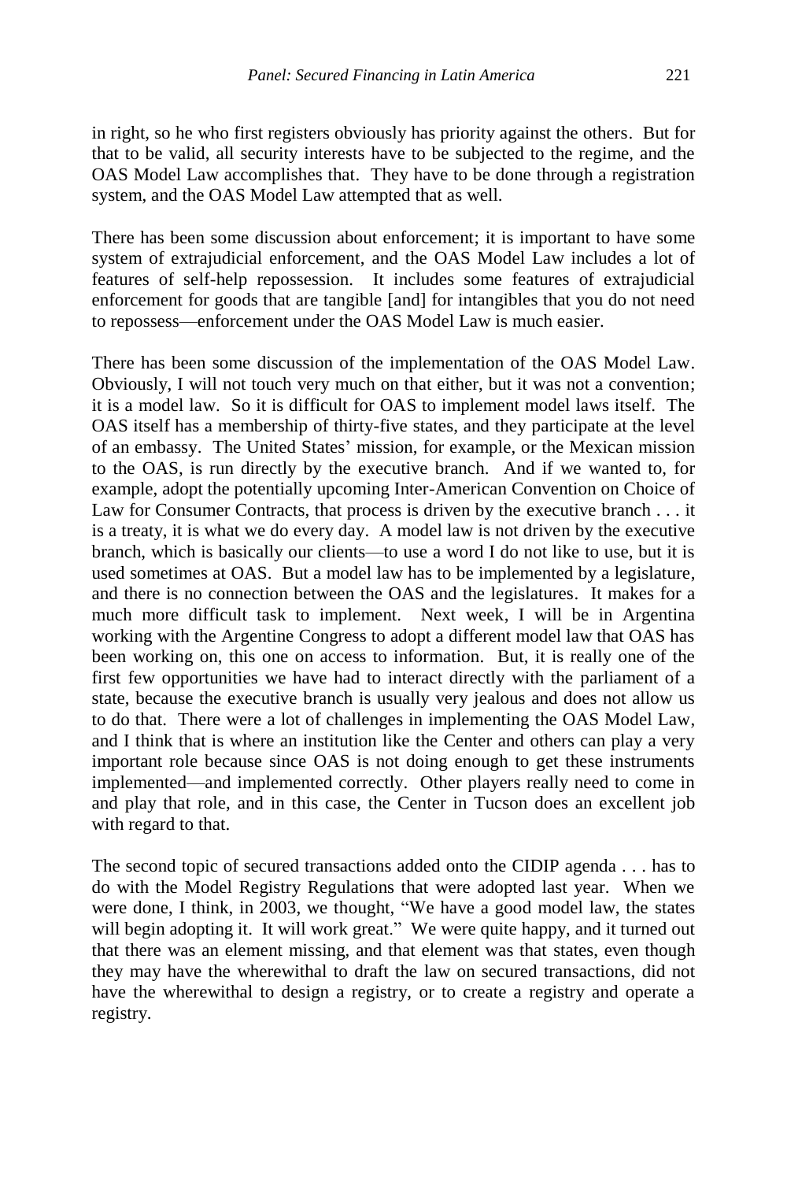in right, so he who first registers obviously has priority against the others. But for that to be valid, all security interests have to be subjected to the regime, and the OAS Model Law accomplishes that. They have to be done through a registration system, and the OAS Model Law attempted that as well.

There has been some discussion about enforcement; it is important to have some system of extrajudicial enforcement, and the OAS Model Law includes a lot of features of self-help repossession. It includes some features of extrajudicial enforcement for goods that are tangible [and] for intangibles that you do not need to repossess—enforcement under the OAS Model Law is much easier.

There has been some discussion of the implementation of the OAS Model Law. Obviously, I will not touch very much on that either, but it was not a convention; it is a model law. So it is difficult for OAS to implement model laws itself. The OAS itself has a membership of thirty-five states, and they participate at the level of an embassy. The United States' mission, for example, or the Mexican mission to the OAS, is run directly by the executive branch. And if we wanted to, for example, adopt the potentially upcoming Inter-American Convention on Choice of Law for Consumer Contracts, that process is driven by the executive branch . . . it is a treaty, it is what we do every day. A model law is not driven by the executive branch, which is basically our clients—to use a word I do not like to use, but it is used sometimes at OAS. But a model law has to be implemented by a legislature, and there is no connection between the OAS and the legislatures. It makes for a much more difficult task to implement. Next week, I will be in Argentina working with the Argentine Congress to adopt a different model law that OAS has been working on, this one on access to information. But, it is really one of the first few opportunities we have had to interact directly with the parliament of a state, because the executive branch is usually very jealous and does not allow us to do that. There were a lot of challenges in implementing the OAS Model Law, and I think that is where an institution like the Center and others can play a very important role because since OAS is not doing enough to get these instruments implemented—and implemented correctly. Other players really need to come in and play that role, and in this case, the Center in Tucson does an excellent job with regard to that.

The second topic of secured transactions added onto the CIDIP agenda . . . has to do with the Model Registry Regulations that were adopted last year. When we were done, I think, in 2003, we thought, "We have a good model law, the states will begin adopting it. It will work great." We were quite happy, and it turned out that there was an element missing, and that element was that states, even though they may have the wherewithal to draft the law on secured transactions, did not have the wherewithal to design a registry, or to create a registry and operate a registry.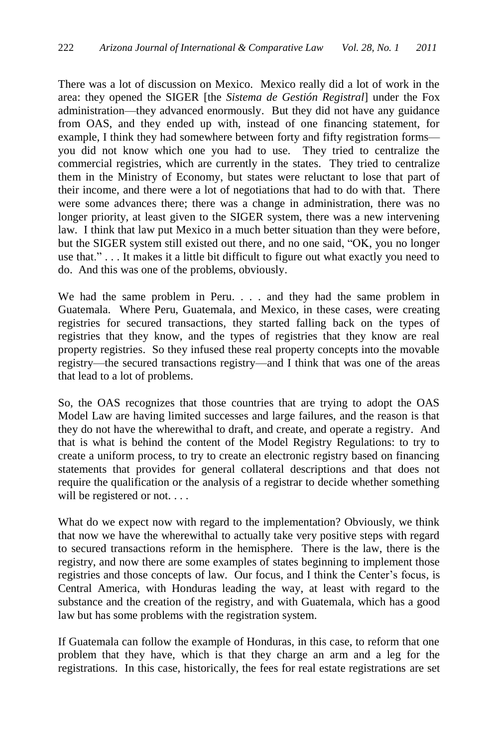There was a lot of discussion on Mexico. Mexico really did a lot of work in the area: they opened the SIGER [the *Sistema de Gestión Registral*] under the Fox administration—they advanced enormously. But they did not have any guidance from OAS, and they ended up with, instead of one financing statement, for example, I think they had somewhere between forty and fifty registration forms—you did not know which one you had to use. They tried to centralize the commercial registries, which are currently in the states. They tried to centralize them in the Ministry of Economy, but states were reluctant to lose that part of their income, and there were a lot of negotiations that had to do with that. There were some advances there; there was a change in administration, there was no longer priority, at least given to the SIGER system, there was a new intervening law. I think that law put Mexico in a much better situation than they were before, but the SIGER system still existed out there, and no one said, "OK, you no longer use that." . . . It makes it a little bit difficult to figure out what exactly you need to do. And this was one of the problems, obviously.

We had the same problem in Peru. . . . and they had the same problem in Guatemala. Where Peru, Guatemala, and Mexico, in these cases, were creating registries for secured transactions, they started falling back on the types of registries that they know, and the types of registries that they know are real property registries. So they infused these real property concepts into the movable registry—the secured transactions registry—and I think that was one of the areas that lead to a lot of problems.

So, the OAS recognizes that those countries that are trying to adopt the OAS Model Law are having limited successes and large failures, and the reason is that they do not have the wherewithal to draft, and create, and operate a registry. And that is what is behind the content of the Model Registry Regulations: to try to create a uniform process, to try to create an electronic registry based on financing statements that provides for general collateral descriptions and that does not require the qualification or the analysis of a registrar to decide whether something will be registered or not. . . .

What do we expect now with regard to the implementation? Obviously, we think that now we have the wherewithal to actually take very positive steps with regard to secured transactions reform in the hemisphere. There is the law, there is the registry, and now there are some examples of states beginning to implement those registries and those concepts of law. Our focus, and I think the Center's focus, is Central America, with Honduras leading the way, at least with regard to the substance and the creation of the registry, and with Guatemala, which has a good law but has some problems with the registration system.

If Guatemala can follow the example of Honduras, in this case, to reform that one problem that they have, which is that they charge an arm and a leg for the registrations. In this case, historically, the fees for real estate registrations are set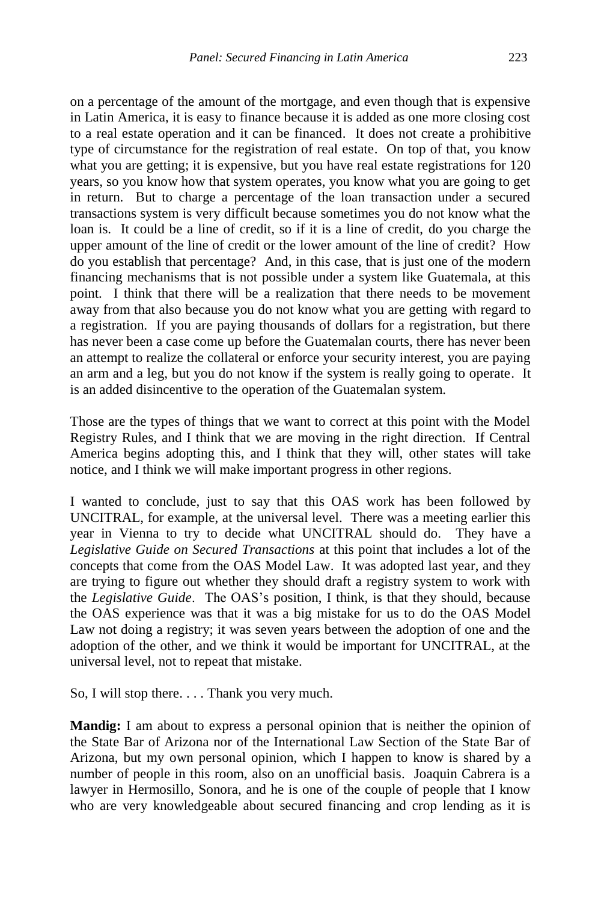on a percentage of the amount of the mortgage, and even though that is expensive in Latin America, it is easy to finance because it is added as one more closing cost to a real estate operation and it can be financed. It does not create a prohibitive type of circumstance for the registration of real estate. On top of that, you know what you are getting; it is expensive, but you have real estate registrations for 120 years, so you know how that system operates, you know what you are going to get in return. But to charge a percentage of the loan transaction under a secured transactions system is very difficult because sometimes you do not know what the loan is. It could be a line of credit, so if it is a line of credit, do you charge the upper amount of the line of credit or the lower amount of the line of credit? How do you establish that percentage? And, in this case, that is just one of the modern financing mechanisms that is not possible under a system like Guatemala, at this point. I think that there will be a realization that there needs to be movement away from that also because you do not know what you are getting with regard to a registration. If you are paying thousands of dollars for a registration, but there has never been a case come up before the Guatemalan courts, there has never been an attempt to realize the collateral or enforce your security interest, you are paying an arm and a leg, but you do not know if the system is really going to operate. It is an added disincentive to the operation of the Guatemalan system.

Those are the types of things that we want to correct at this point with the Model Registry Rules, and I think that we are moving in the right direction. If Central America begins adopting this, and I think that they will, other states will take notice, and I think we will make important progress in other regions.

I wanted to conclude, just to say that this OAS work has been followed by UNCITRAL, for example, at the universal level. There was a meeting earlier this year in Vienna to try to decide what UNCITRAL should do. They have a *Legislative Guide on Secured Transactions* at this point that includes a lot of the concepts that come from the OAS Model Law. It was adopted last year, and they are trying to figure out whether they should draft a registry system to work with the *Legislative Guide*. The OAS's position, I think, is that they should, because the OAS experience was that it was a big mistake for us to do the OAS Model Law not doing a registry; it was seven years between the adoption of one and the adoption of the other, and we think it would be important for UNCITRAL, at the universal level, not to repeat that mistake.

So, I will stop there. . . . Thank you very much.

**Mandig:** I am about to express a personal opinion that is neither the opinion of the State Bar of Arizona nor of the International Law Section of the State Bar of Arizona, but my own personal opinion, which I happen to know is shared by a number of people in this room, also on an unofficial basis. Joaquin Cabrera is a lawyer in Hermosillo, Sonora, and he is one of the couple of people that I know who are very knowledgeable about secured financing and crop lending as it is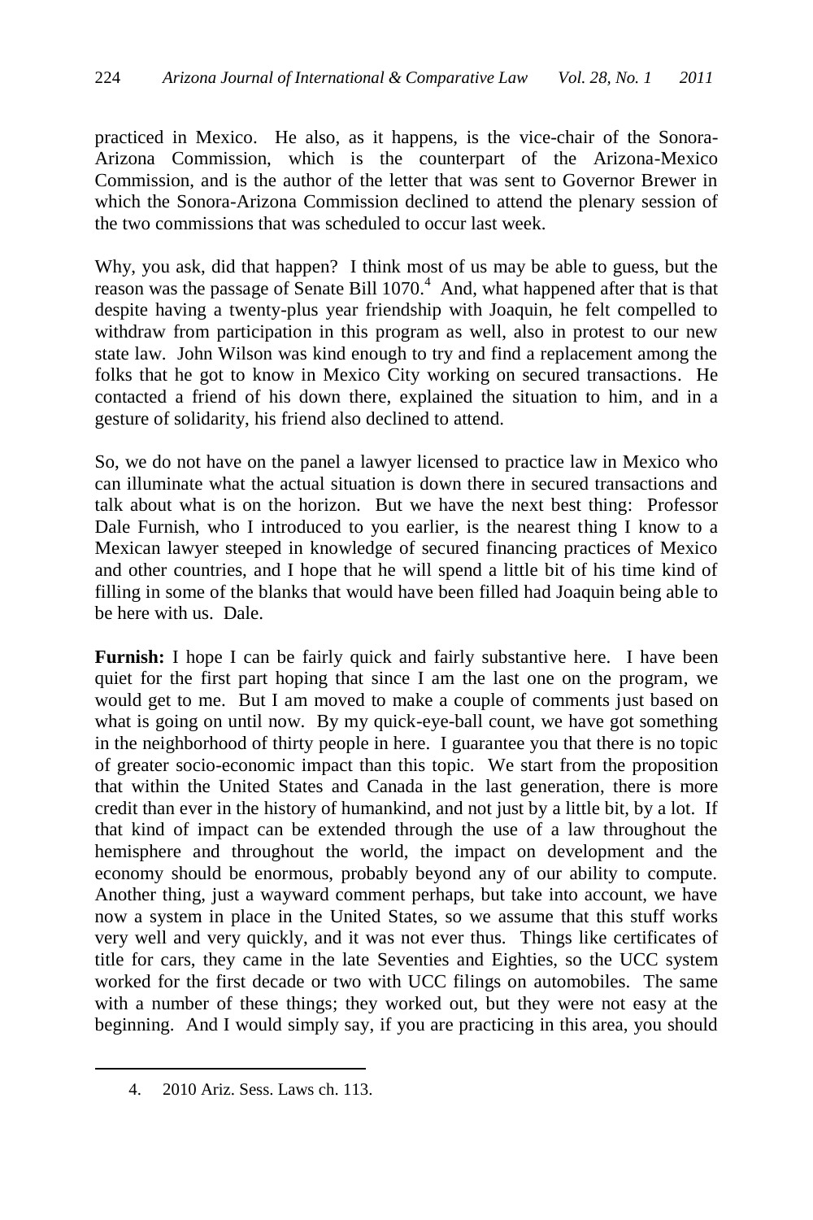practiced in Mexico. He also, as it happens, is the vice-chair of the Sonora-Arizona Commission, which is the counterpart of the Arizona-Mexico Commission, and is the author of the letter that was sent to Governor Brewer in which the Sonora-Arizona Commission declined to attend the plenary session of the two commissions that was scheduled to occur last week.

Why, you ask, did that happen? I think most of us may be able to guess, but the reason was the passage of Senate Bill 1070.[4] And, what happened after that is that despite having a twenty-plus year friendship with Joaquin, he felt compelled to withdraw from participation in this program as well, also in protest to our new state law. John Wilson was kind enough to try and find a replacement among the folks that he got to know in Mexico City working on secured transactions. He contacted a friend of his down there, explained the situation to him, and in a gesture of solidarity, his friend also declined to attend.

So, we do not have on the panel a lawyer licensed to practice law in Mexico who can illuminate what the actual situation is down there in secured transactions and talk about what is on the horizon. But we have the next best thing: Professor Dale Furnish, who I introduced to you earlier, is the nearest thing I know to a Mexican lawyer steeped in knowledge of secured financing practices of Mexico and other countries, and I hope that he will spend a little bit of his time kind of filling in some of the blanks that would have been filled had Joaquin being able to be here with us. Dale.

**Furnish:** I hope I can be fairly quick and fairly substantive here. I have been quiet for the first part hoping that since I am the last one on the program, we would get to me. But I am moved to make a couple of comments just based on what is going on until now. By my quick-eye-ball count, we have got something in the neighborhood of thirty people in here. I guarantee you that there is no topic of greater socio-economic impact than this topic. We start from the proposition that within the United States and Canada in the last generation, there is more credit than ever in the history of humankind, and not just by a little bit, by a lot. If that kind of impact can be extended through the use of a law throughout the hemisphere and throughout the world, the impact on development and the economy should be enormous, probably beyond any of our ability to compute. Another thing, just a wayward comment perhaps, but take into account, we have now a system in place in the United States, so we assume that this stuff works very well and very quickly, and it was not ever thus. Things like certificates of title for cars, they came in the late Seventies and Eighties, so the UCC system worked for the first decade or two with UCC filings on automobiles. The same with a number of these things; they worked out, but they were not easy at the beginning. And I would simply say, if you are practicing in this area, you should

4. 2010 Ariz. Sess. Laws ch. 113.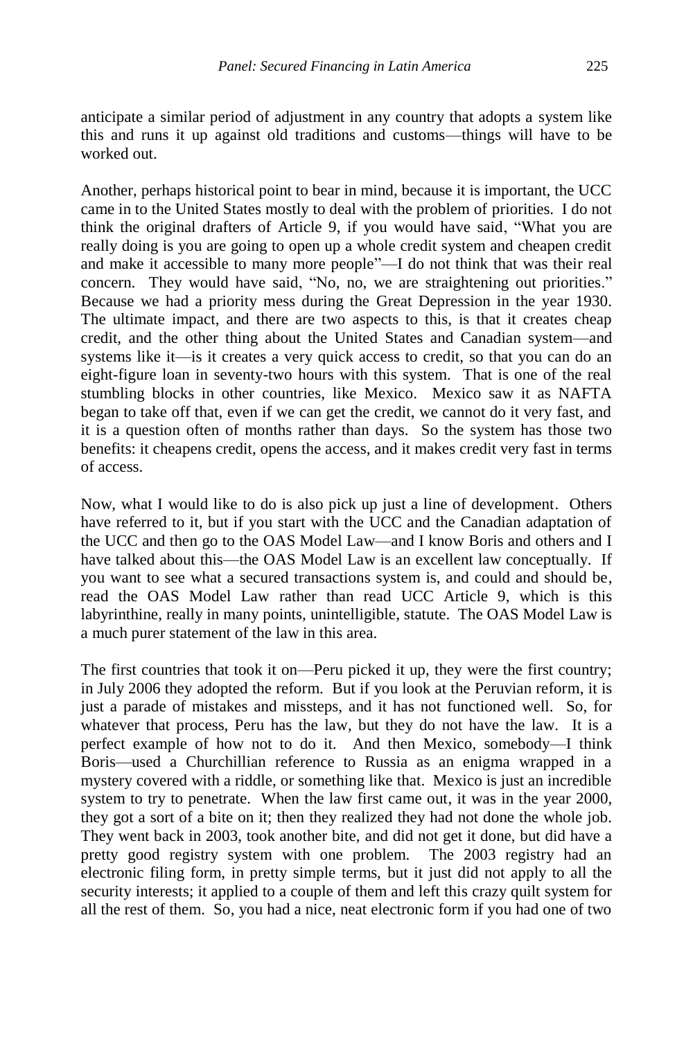anticipate a similar period of adjustment in any country that adopts a system like this and runs it up against old traditions and customs—things will have to be worked out.

Another, perhaps historical point to bear in mind, because it is important, the UCC came in to the United States mostly to deal with the problem of priorities. I do not think the original drafters of Article 9, if you would have said, "What you are really doing is you are going to open up a whole credit system and cheapen credit and make it accessible to many more people"—I do not think that was their real concern. They would have said, "No, no, we are straightening out priorities." Because we had a priority mess during the Great Depression in the year 1930. The ultimate impact, and there are two aspects to this, is that it creates cheap credit, and the other thing about the United States and Canadian system—and systems like it—is it creates a very quick access to credit, so that you can do an eight-figure loan in seventy-two hours with this system. That is one of the real stumbling blocks in other countries, like Mexico. Mexico saw it as NAFTA began to take off that, even if we can get the credit, we cannot do it very fast, and it is a question often of months rather than days. So the system has those two benefits: it cheapens credit, opens the access, and it makes credit very fast in terms of access.

Now, what I would like to do is also pick up just a line of development. Others have referred to it, but if you start with the UCC and the Canadian adaptation of the UCC and then go to the OAS Model Law—and I know Boris and others and I have talked about this—the OAS Model Law is an excellent law conceptually. If you want to see what a secured transactions system is, and could and should be, read the OAS Model Law rather than read UCC Article 9, which is this labyrinthine, really in many points, unintelligible, statute. The OAS Model Law is a much purer statement of the law in this area.

The first countries that took it on—Peru picked it up, they were the first country; in July 2006 they adopted the reform. But if you look at the Peruvian reform, it is just a parade of mistakes and missteps, and it has not functioned well. So, for whatever that process, Peru has the law, but they do not have the law. It is a perfect example of how not to do it. And then Mexico, somebody—I think Boris—used a Churchillian reference to Russia as an enigma wrapped in a mystery covered with a riddle, or something like that. Mexico is just an incredible system to try to penetrate. When the law first came out, it was in the year 2000, they got a sort of a bite on it; then they realized they had not done the whole job. They went back in 2003, took another bite, and did not get it done, but did have a pretty good registry system with one problem. The 2003 registry had an electronic filing form, in pretty simple terms, but it just did not apply to all the security interests; it applied to a couple of them and left this crazy quilt system for all the rest of them. So, you had a nice, neat electronic form if you had one of two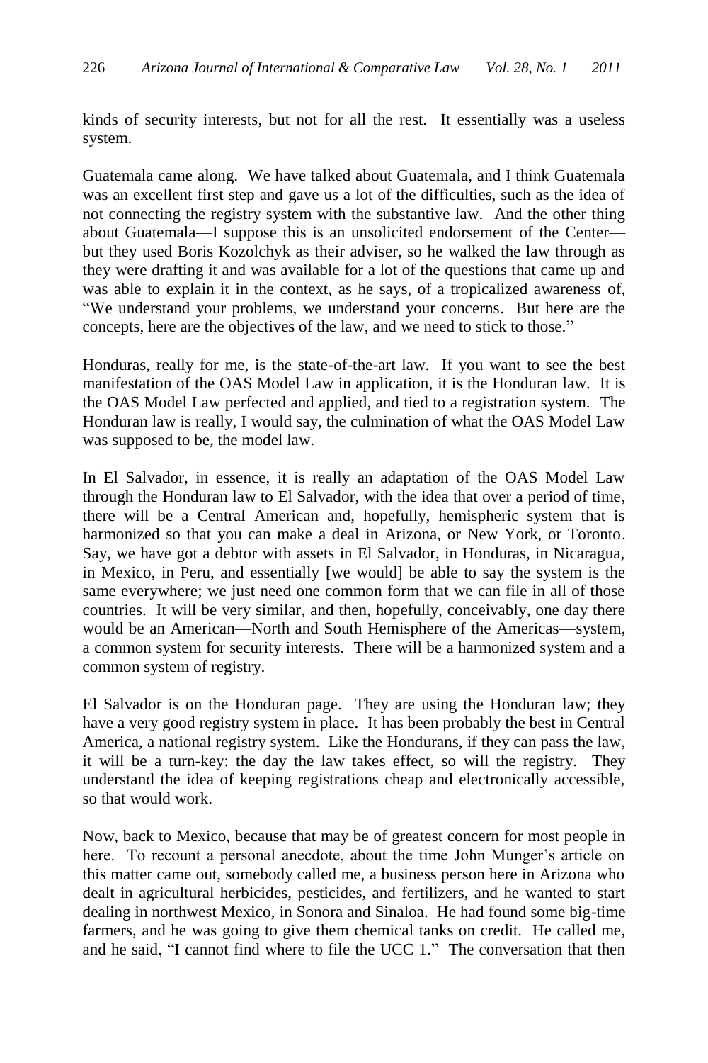kinds of security interests, but not for all the rest. It essentially was a useless system.

Guatemala came along. We have talked about Guatemala, and I think Guatemala was an excellent first step and gave us a lot of the difficulties, such as the idea of not connecting the registry system with the substantive law. And the other thing about Guatemala—I suppose this is an unsolicited endorsement of the Center—but they used Boris Kozolchyk as their adviser, so he walked the law through as they were drafting it and was available for a lot of the questions that came up and was able to explain it in the context, as he says, of a tropicalized awareness of, "We understand your problems, we understand your concerns. But here are the concepts, here are the objectives of the law, and we need to stick to those."

Honduras, really for me, is the state-of-the-art law. If you want to see the best manifestation of the OAS Model Law in application, it is the Honduran law. It is the OAS Model Law perfected and applied, and tied to a registration system. The Honduran law is really, I would say, the culmination of what the OAS Model Law was supposed to be, the model law.

In El Salvador, in essence, it is really an adaptation of the OAS Model Law through the Honduran law to El Salvador, with the idea that over a period of time, there will be a Central American and, hopefully, hemispheric system that is harmonized so that you can make a deal in Arizona, or New York, or Toronto. Say, we have got a debtor with assets in El Salvador, in Honduras, in Nicaragua, in Mexico, in Peru, and essentially [we would] be able to say the system is the same everywhere; we just need one common form that we can file in all of those countries. It will be very similar, and then, hopefully, conceivably, one day there would be an American—North and South Hemisphere of the Americas—system, a common system for security interests. There will be a harmonized system and a common system of registry.

El Salvador is on the Honduran page. They are using the Honduran law; they have a very good registry system in place. It has been probably the best in Central America, a national registry system. Like the Hondurans, if they can pass the law, it will be a turn-key: the day the law takes effect, so will the registry. They understand the idea of keeping registrations cheap and electronically accessible, so that would work.

Now, back to Mexico, because that may be of greatest concern for most people in here. To recount a personal anecdote, about the time John Munger's article on this matter came out, somebody called me, a business person here in Arizona who dealt in agricultural herbicides, pesticides, and fertilizers, and he wanted to start dealing in northwest Mexico, in Sonora and Sinaloa. He had found some big-time farmers, and he was going to give them chemical tanks on credit. He called me, and he said, "I cannot find where to file the UCC 1." The conversation that then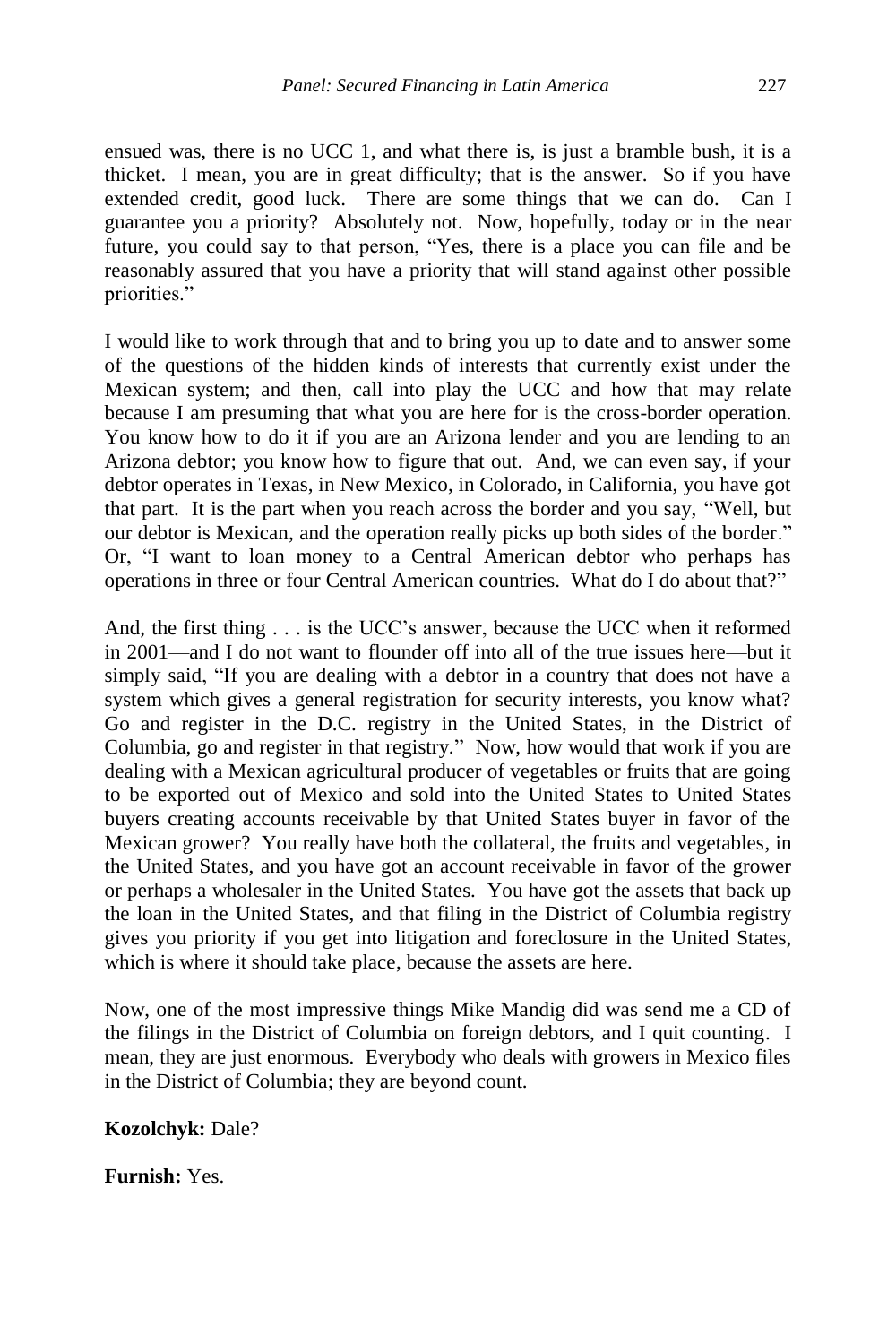ensued was, there is no UCC 1, and what there is, is just a bramble bush, it is a thicket. I mean, you are in great difficulty; that is the answer. So if you have extended credit, good luck. There are some things that we can do. Can I guarantee you a priority? Absolutely not. Now, hopefully, today or in the near future, you could say to that person, "Yes, there is a place you can file and be reasonably assured that you have a priority that will stand against other possible priorities."

I would like to work through that and to bring you up to date and to answer some of the questions of the hidden kinds of interests that currently exist under the Mexican system; and then, call into play the UCC and how that may relate because I am presuming that what you are here for is the cross-border operation. You know how to do it if you are an Arizona lender and you are lending to an Arizona debtor; you know how to figure that out. And, we can even say, if your debtor operates in Texas, in New Mexico, in Colorado, in California, you have got that part. It is the part when you reach across the border and you say, "Well, but our debtor is Mexican, and the operation really picks up both sides of the border." Or, "I want to loan money to a Central American debtor who perhaps has operations in three or four Central American countries. What do I do about that?"

And, the first thing . . . is the UCC's answer, because the UCC when it reformed in 2001—and I do not want to flounder off into all of the true issues here—but it simply said, "If you are dealing with a debtor in a country that does not have a system which gives a general registration for security interests, you know what? Go and register in the D.C. registry in the United States, in the District of Columbia, go and register in that registry." Now, how would that work if you are dealing with a Mexican agricultural producer of vegetables or fruits that are going to be exported out of Mexico and sold into the United States to United States buyers creating accounts receivable by that United States buyer in favor of the Mexican grower? You really have both the collateral, the fruits and vegetables, in the United States, and you have got an account receivable in favor of the grower or perhaps a wholesaler in the United States. You have got the assets that back up the loan in the United States, and that filing in the District of Columbia registry gives you priority if you get into litigation and foreclosure in the United States, which is where it should take place, because the assets are here.

Now, one of the most impressive things Mike Mandig did was send me a CD of the filings in the District of Columbia on foreign debtors, and I quit counting. I mean, they are just enormous. Everybody who deals with growers in Mexico files in the District of Columbia; they are beyond count.

**Kozolchyk:** Dale?

**Furnish:** Yes.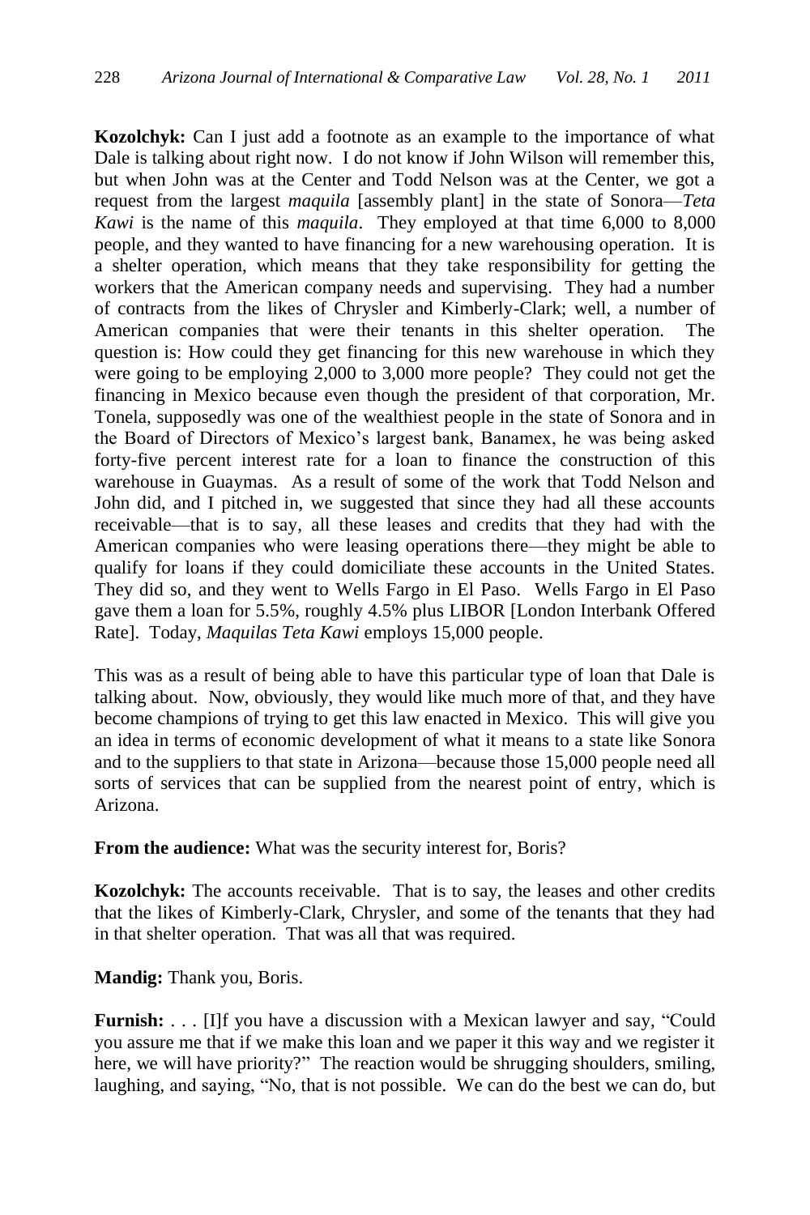**Kozolchyk:** Can I just add a footnote as an example to the importance of what Dale is talking about right now. I do not know if John Wilson will remember this, but when John was at the Center and Todd Nelson was at the Center, we got a request from the largest *maquila* [assembly plant] in the state of Sonora—*Teta Kawi* is the name of this *maquila*. They employed at that time 6,000 to 8,000 people, and they wanted to have financing for a new warehousing operation. It is a shelter operation, which means that they take responsibility for getting the workers that the American company needs and supervising. They had a number of contracts from the likes of Chrysler and Kimberly-Clark; well, a number of American companies that were their tenants in this shelter operation. The question is: How could they get financing for this new warehouse in which they were going to be employing 2,000 to 3,000 more people? They could not get the financing in Mexico because even though the president of that corporation, Mr. Tonela, supposedly was one of the wealthiest people in the state of Sonora and in the Board of Directors of Mexico's largest bank, Banamex, he was being asked forty-five percent interest rate for a loan to finance the construction of this warehouse in Guaymas. As a result of some of the work that Todd Nelson and John did, and I pitched in, we suggested that since they had all these accounts receivable—that is to say, all these leases and credits that they had with the American companies who were leasing operations there—they might be able to qualify for loans if they could domiciliate these accounts in the United States. They did so, and they went to Wells Fargo in El Paso. Wells Fargo in El Paso gave them a loan for 5.5%, roughly 4.5% plus LIBOR [London Interbank Offered Rate]. Today, *Maquilas Teta Kawi* employs 15,000 people.

This was as a result of being able to have this particular type of loan that Dale is talking about. Now, obviously, they would like much more of that, and they have become champions of trying to get this law enacted in Mexico. This will give you an idea in terms of economic development of what it means to a state like Sonora and to the suppliers to that state in Arizona—because those 15,000 people need all sorts of services that can be supplied from the nearest point of entry, which is Arizona.

**From the audience:** What was the security interest for, Boris?

**Kozolchyk:** The accounts receivable. That is to say, the leases and other credits that the likes of Kimberly-Clark, Chrysler, and some of the tenants that they had in that shelter operation. That was all that was required.

**Mandig:** Thank you, Boris.

**Furnish:** . . . [I]f you have a discussion with a Mexican lawyer and say, "Could you assure me that if we make this loan and we paper it this way and we register it here, we will have priority?" The reaction would be shrugging shoulders, smiling, laughing, and saying, "No, that is not possible. We can do the best we can do, but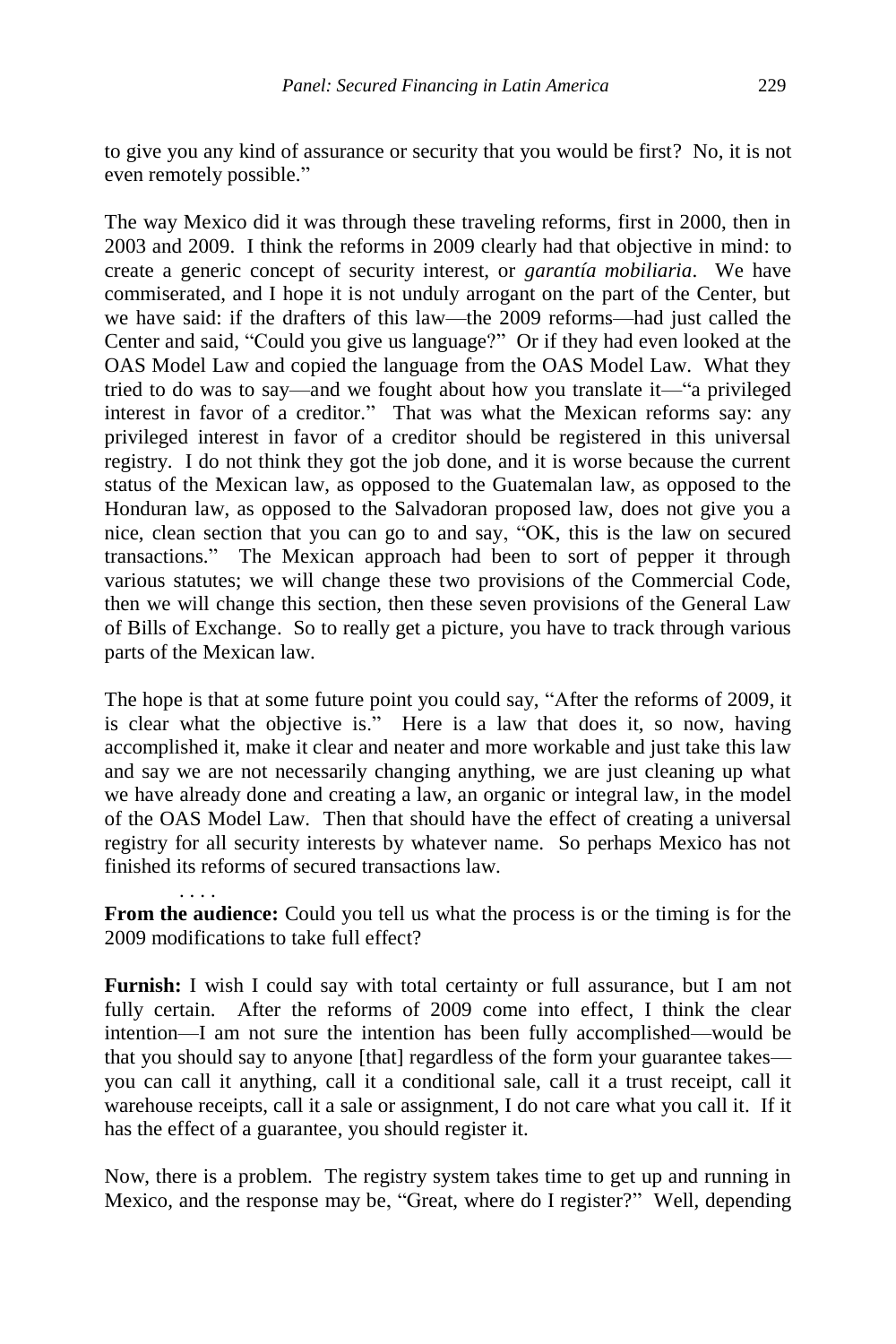to give you any kind of assurance or security that you would be first? No, it is not even remotely possible."

The way Mexico did it was through these traveling reforms, first in 2000, then in 2003 and 2009. I think the reforms in 2009 clearly had that objective in mind: to create a generic concept of security interest, or *garantía mobiliaria*. We have commiserated, and I hope it is not unduly arrogant on the part of the Center, but we have said: if the drafters of this law—the 2009 reforms—had just called the Center and said, "Could you give us language?" Or if they had even looked at the OAS Model Law and copied the language from the OAS Model Law. What they tried to do was to say—and we fought about how you translate it—"a privileged interest in favor of a creditor." That was what the Mexican reforms say: any privileged interest in favor of a creditor should be registered in this universal registry. I do not think they got the job done, and it is worse because the current status of the Mexican law, as opposed to the Guatemalan law, as opposed to the Honduran law, as opposed to the Salvadoran proposed law, does not give you a nice, clean section that you can go to and say, "OK, this is the law on secured transactions." The Mexican approach had been to sort of pepper it through various statutes; we will change these two provisions of the Commercial Code, then we will change this section, then these seven provisions of the General Law of Bills of Exchange. So to really get a picture, you have to track through various parts of the Mexican law.

The hope is that at some future point you could say, "After the reforms of 2009, it is clear what the objective is." Here is a law that does it, so now, having accomplished it, make it clear and neater and more workable and just take this law and say we are not necessarily changing anything, we are just cleaning up what we have already done and creating a law, an organic or integral law, in the model of the OAS Model Law. Then that should have the effect of creating a universal registry for all security interests by whatever name. So perhaps Mexico has not finished its reforms of secured transactions law.

. . . .

**From the audience:** Could you tell us what the process is or the timing is for the 2009 modifications to take full effect?

**Furnish:** I wish I could say with total certainty or full assurance, but I am not fully certain. After the reforms of 2009 come into effect, I think the clear intention—I am not sure the intention has been fully accomplished—would be that you should say to anyone [that] regardless of the form your guarantee takes—you can call it anything, call it a conditional sale, call it a trust receipt, call it warehouse receipts, call it a sale or assignment, I do not care what you call it. If it has the effect of a guarantee, you should register it.

Now, there is a problem. The registry system takes time to get up and running in Mexico, and the response may be, "Great, where do I register?" Well, depending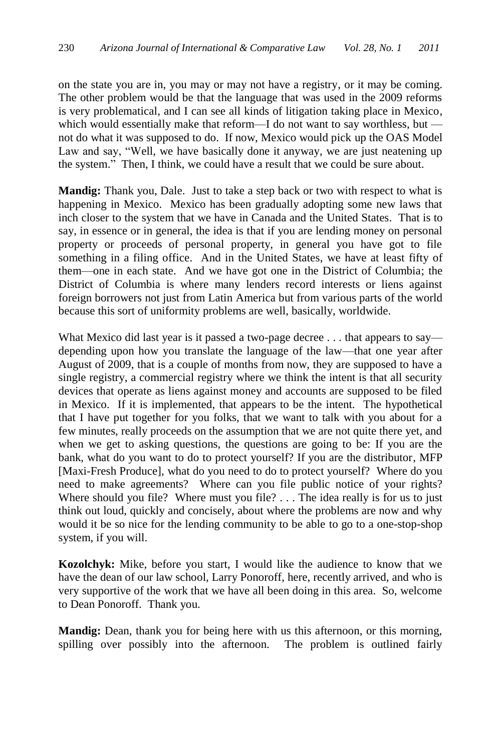on the state you are in, you may or may not have a registry, or it may be coming. The other problem would be that the language that was used in the 2009 reforms is very problematical, and I can see all kinds of litigation taking place in Mexico, which would essentially make that reform—I do not want to say worthless, but —not do what it was supposed to do. If now, Mexico would pick up the OAS Model Law and say, "Well, we have basically done it anyway, we are just neatening up the system." Then, I think, we could have a result that we could be sure about.

**Mandig:** Thank you, Dale. Just to take a step back or two with respect to what is happening in Mexico. Mexico has been gradually adopting some new laws that inch closer to the system that we have in Canada and the United States. That is to say, in essence or in general, the idea is that if you are lending money on personal property or proceeds of personal property, in general you have got to file something in a filing office. And in the United States, we have at least fifty of them—one in each state. And we have got one in the District of Columbia; the District of Columbia is where many lenders record interests or liens against foreign borrowers not just from Latin America but from various parts of the world because this sort of uniformity problems are well, basically, worldwide.

What Mexico did last year is it passed a two-page decree . . . that appears to say—depending upon how you translate the language of the law—that one year after August of 2009, that is a couple of months from now, they are supposed to have a single registry, a commercial registry where we think the intent is that all security devices that operate as liens against money and accounts are supposed to be filed in Mexico. If it is implemented, that appears to be the intent. The hypothetical that I have put together for you folks, that we want to talk with you about for a few minutes, really proceeds on the assumption that we are not quite there yet, and when we get to asking questions, the questions are going to be: If you are the bank, what do you want to do to protect yourself? If you are the distributor, MFP [Maxi-Fresh Produce], what do you need to do to protect yourself? Where do you need to make agreements? Where can you file public notice of your rights? Where should you file? Where must you file? . . . The idea really is for us to just think out loud, quickly and concisely, about where the problems are now and why would it be so nice for the lending community to be able to go to a one-stop-shop system, if you will.

**Kozolchyk:** Mike, before you start, I would like the audience to know that we have the dean of our law school, Larry Ponoroff, here, recently arrived, and who is very supportive of the work that we have all been doing in this area. So, welcome to Dean Ponoroff. Thank you.

**Mandig:** Dean, thank you for being here with us this afternoon, or this morning, spilling over possibly into the afternoon. The problem is outlined fairly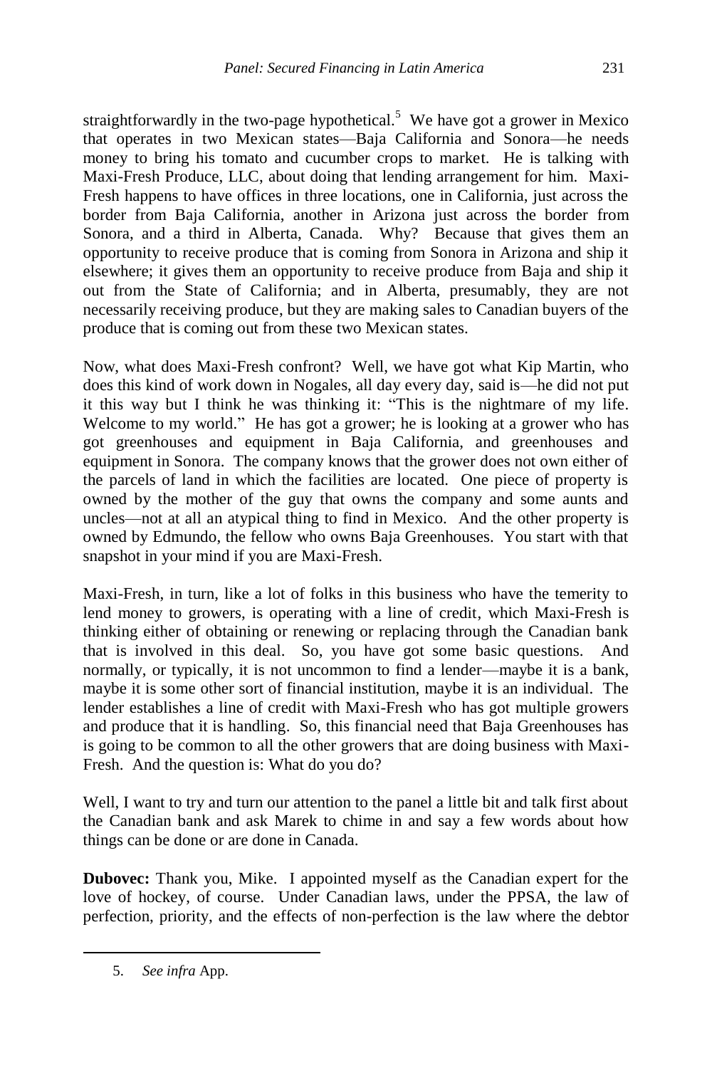straightforwardly in the two-page hypothetical.[5] We have got a grower in Mexico that operates in two Mexican states—Baja California and Sonora—he needs money to bring his tomato and cucumber crops to market. He is talking with Maxi-Fresh Produce, LLC, about doing that lending arrangement for him. Maxi-Fresh happens to have offices in three locations, one in California, just across the border from Baja California, another in Arizona just across the border from Sonora, and a third in Alberta, Canada. Why? Because that gives them an opportunity to receive produce that is coming from Sonora in Arizona and ship it elsewhere; it gives them an opportunity to receive produce from Baja and ship it out from the State of California; and in Alberta, presumably, they are not necessarily receiving produce, but they are making sales to Canadian buyers of the produce that is coming out from these two Mexican states.

Now, what does Maxi-Fresh confront? Well, we have got what Kip Martin, who does this kind of work down in Nogales, all day every day, said is—he did not put it this way but I think he was thinking it: "This is the nightmare of my life. Welcome to my world." He has got a grower; he is looking at a grower who has got greenhouses and equipment in Baja California, and greenhouses and equipment in Sonora. The company knows that the grower does not own either of the parcels of land in which the facilities are located. One piece of property is owned by the mother of the guy that owns the company and some aunts and uncles—not at all an atypical thing to find in Mexico. And the other property is owned by Edmundo, the fellow who owns Baja Greenhouses. You start with that snapshot in your mind if you are Maxi-Fresh.

Maxi-Fresh, in turn, like a lot of folks in this business who have the temerity to lend money to growers, is operating with a line of credit, which Maxi-Fresh is thinking either of obtaining or renewing or replacing through the Canadian bank that is involved in this deal. So, you have got some basic questions. And normally, or typically, it is not uncommon to find a lender—maybe it is a bank, maybe it is some other sort of financial institution, maybe it is an individual. The lender establishes a line of credit with Maxi-Fresh who has got multiple growers and produce that it is handling. So, this financial need that Baja Greenhouses has is going to be common to all the other growers that are doing business with Maxi-Fresh. And the question is: What do you do?

Well, I want to try and turn our attention to the panel a little bit and talk first about the Canadian bank and ask Marek to chime in and say a few words about how things can be done or are done in Canada.

**Dubovec:** Thank you, Mike. I appointed myself as the Canadian expert for the love of hockey, of course. Under Canadian laws, under the PPSA, the law of perfection, priority, and the effects of non-perfection is the law where the debtor

5. *See infra* App.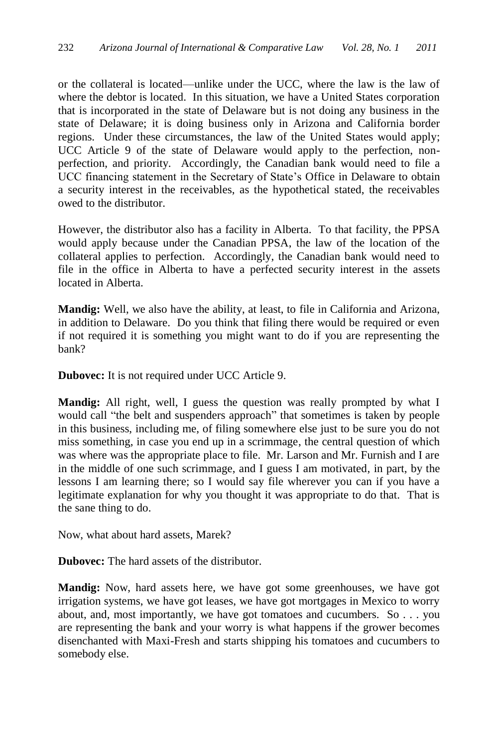or the collateral is located—unlike under the UCC, where the law is the law of where the debtor is located. In this situation, we have a United States corporation that is incorporated in the state of Delaware but is not doing any business in the state of Delaware; it is doing business only in Arizona and California border regions. Under these circumstances, the law of the United States would apply; UCC Article 9 of the state of Delaware would apply to the perfection, non-perfection, and priority. Accordingly, the Canadian bank would need to file a UCC financing statement in the Secretary of State's Office in Delaware to obtain a security interest in the receivables, as the hypothetical stated, the receivables owed to the distributor.

However, the distributor also has a facility in Alberta. To that facility, the PPSA would apply because under the Canadian PPSA, the law of the location of the collateral applies to perfection. Accordingly, the Canadian bank would need to file in the office in Alberta to have a perfected security interest in the assets located in Alberta.

**Mandig:** Well, we also have the ability, at least, to file in California and Arizona, in addition to Delaware. Do you think that filing there would be required or even if not required it is something you might want to do if you are representing the bank?

**Dubovec:** It is not required under UCC Article 9.

**Mandig:** All right, well, I guess the question was really prompted by what I would call "the belt and suspenders approach" that sometimes is taken by people in this business, including me, of filing somewhere else just to be sure you do not miss something, in case you end up in a scrimmage, the central question of which was where was the appropriate place to file. Mr. Larson and Mr. Furnish and I are in the middle of one such scrimmage, and I guess I am motivated, in part, by the lessons I am learning there; so I would say file wherever you can if you have a legitimate explanation for why you thought it was appropriate to do that. That is the sane thing to do.

Now, what about hard assets, Marek?

**Dubovec:** The hard assets of the distributor.

**Mandig:** Now, hard assets here, we have got some greenhouses, we have got irrigation systems, we have got leases, we have got mortgages in Mexico to worry about, and, most importantly, we have got tomatoes and cucumbers. So . . . you are representing the bank and your worry is what happens if the grower becomes disenchanted with Maxi-Fresh and starts shipping his tomatoes and cucumbers to somebody else.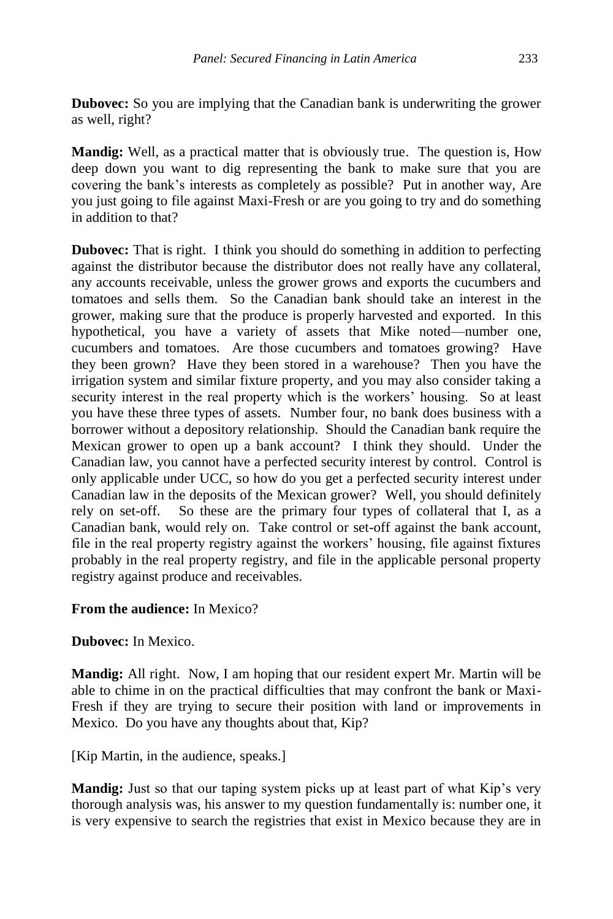**Dubovec:** So you are implying that the Canadian bank is underwriting the grower as well, right?

**Mandig:** Well, as a practical matter that is obviously true. The question is, How deep down you want to dig representing the bank to make sure that you are covering the bank's interests as completely as possible? Put in another way, Are you just going to file against Maxi-Fresh or are you going to try and do something in addition to that?

**Dubovec:** That is right. I think you should do something in addition to perfecting against the distributor because the distributor does not really have any collateral, any accounts receivable, unless the grower grows and exports the cucumbers and tomatoes and sells them. So the Canadian bank should take an interest in the grower, making sure that the produce is properly harvested and exported. In this hypothetical, you have a variety of assets that Mike noted—number one, cucumbers and tomatoes. Are those cucumbers and tomatoes growing? Have they been grown? Have they been stored in a warehouse? Then you have the irrigation system and similar fixture property, and you may also consider taking a security interest in the real property which is the workers' housing. So at least you have these three types of assets. Number four, no bank does business with a borrower without a depository relationship. Should the Canadian bank require the Mexican grower to open up a bank account? I think they should. Under the Canadian law, you cannot have a perfected security interest by control. Control is only applicable under UCC, so how do you get a perfected security interest under Canadian law in the deposits of the Mexican grower? Well, you should definitely rely on set-off. So these are the primary four types of collateral that I, as a Canadian bank, would rely on. Take control or set-off against the bank account, file in the real property registry against the workers' housing, file against fixtures probably in the real property registry, and file in the applicable personal property registry against produce and receivables.

**From the audience:** In Mexico?

**Dubovec:** In Mexico.

**Mandig:** All right. Now, I am hoping that our resident expert Mr. Martin will be able to chime in on the practical difficulties that may confront the bank or Maxi-Fresh if they are trying to secure their position with land or improvements in Mexico. Do you have any thoughts about that, Kip?

[Kip Martin, in the audience, speaks.]

**Mandig:** Just so that our taping system picks up at least part of what Kip's very thorough analysis was, his answer to my question fundamentally is: number one, it is very expensive to search the registries that exist in Mexico because they are in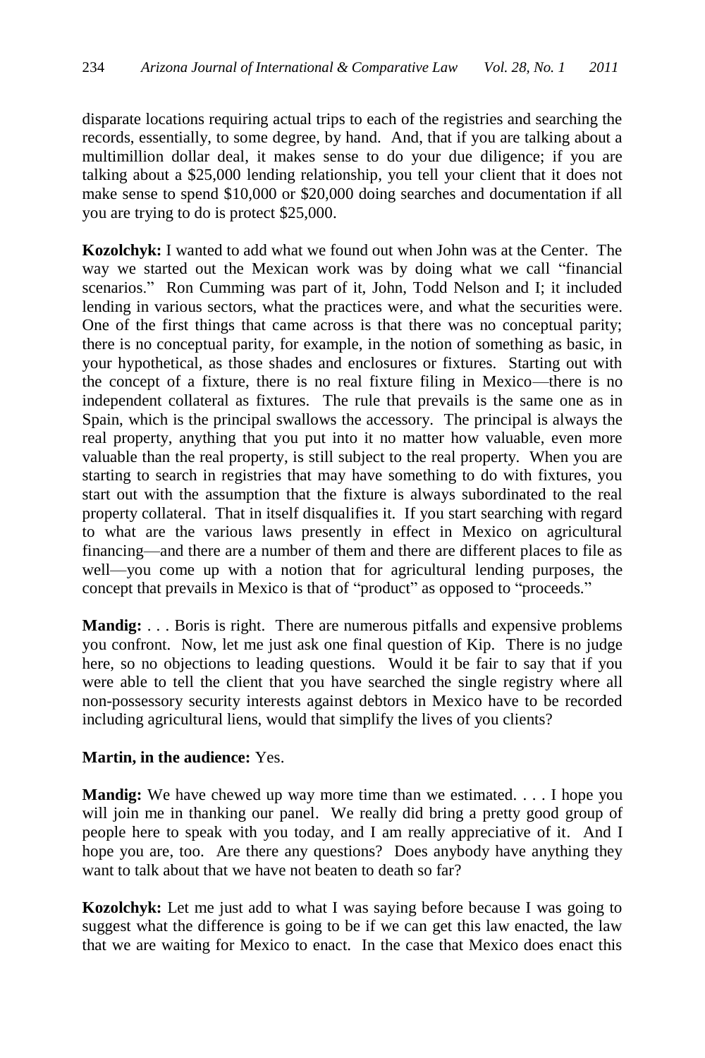disparate locations requiring actual trips to each of the registries and searching the records, essentially, to some degree, by hand. And, that if you are talking about a multimillion dollar deal, it makes sense to do your due diligence; if you are talking about a $25,000 lending relationship, you tell your client that it does not make sense to spend $10,000 or $20,000 doing searches and documentation if all you are trying to do is protect $25,000.

**Kozolchyk:** I wanted to add what we found out when John was at the Center. The way we started out the Mexican work was by doing what we call "financial scenarios." Ron Cumming was part of it, John, Todd Nelson and I; it included lending in various sectors, what the practices were, and what the securities were. One of the first things that came across is that there was no conceptual parity; there is no conceptual parity, for example, in the notion of something as basic, in your hypothetical, as those shades and enclosures or fixtures. Starting out with the concept of a fixture, there is no real fixture filing in Mexico—there is no independent collateral as fixtures. The rule that prevails is the same one as in Spain, which is the principal swallows the accessory. The principal is always the real property, anything that you put into it no matter how valuable, even more valuable than the real property, is still subject to the real property. When you are starting to search in registries that may have something to do with fixtures, you start out with the assumption that the fixture is always subordinated to the real property collateral. That in itself disqualifies it. If you start searching with regard to what are the various laws presently in effect in Mexico on agricultural financing—and there are a number of them and there are different places to file as well—you come up with a notion that for agricultural lending purposes, the concept that prevails in Mexico is that of "product" as opposed to "proceeds."

**Mandig:** . . . Boris is right. There are numerous pitfalls and expensive problems you confront. Now, let me just ask one final question of Kip. There is no judge here, so no objections to leading questions. Would it be fair to say that if you were able to tell the client that you have searched the single registry where all non-possessory security interests against debtors in Mexico have to be recorded including agricultural liens, would that simplify the lives of you clients?

**Martin, in the audience:** Yes.

**Mandig:** We have chewed up way more time than we estimated. . . . I hope you will join me in thanking our panel. We really did bring a pretty good group of people here to speak with you today, and I am really appreciative of it. And I hope you are, too. Are there any questions? Does anybody have anything they want to talk about that we have not beaten to death so far?

**Kozolchyk:** Let me just add to what I was saying before because I was going to suggest what the difference is going to be if we can get this law enacted, the law that we are waiting for Mexico to enact. In the case that Mexico does enact this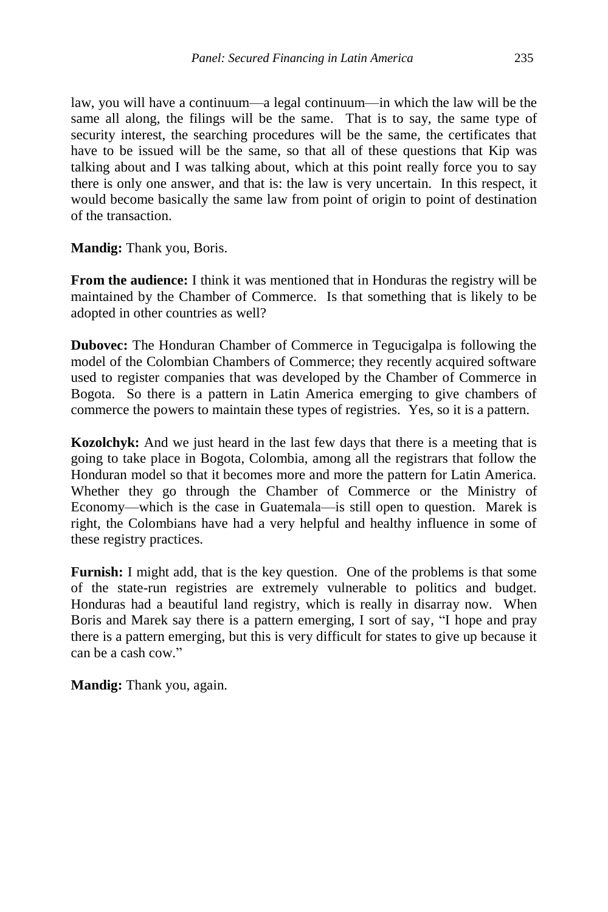law, you will have a continuum—a legal continuum—in which the law will be the same all along, the filings will be the same. That is to say, the same type of security interest, the searching procedures will be the same, the certificates that have to be issued will be the same, so that all of these questions that Kip was talking about and I was talking about, which at this point really force you to say there is only one answer, and that is: the law is very uncertain. In this respect, it would become basically the same law from point of origin to point of destination of the transaction.

**Mandig:** Thank you, Boris.

**From the audience:** I think it was mentioned that in Honduras the registry will be maintained by the Chamber of Commerce. Is that something that is likely to be adopted in other countries as well?

**Dubovec:** The Honduran Chamber of Commerce in Tegucigalpa is following the model of the Colombian Chambers of Commerce; they recently acquired software used to register companies that was developed by the Chamber of Commerce in Bogota. So there is a pattern in Latin America emerging to give chambers of commerce the powers to maintain these types of registries. Yes, so it is a pattern.

**Kozolchyk:** And we just heard in the last few days that there is a meeting that is going to take place in Bogota, Colombia, among all the registrars that follow the Honduran model so that it becomes more and more the pattern for Latin America. Whether they go through the Chamber of Commerce or the Ministry of Economy—which is the case in Guatemala—is still open to question. Marek is right, the Colombians have had a very helpful and healthy influence in some of these registry practices.

**Furnish:** I might add, that is the key question. One of the problems is that some of the state-run registries are extremely vulnerable to politics and budget. Honduras had a beautiful land registry, which is really in disarray now. When Boris and Marek say there is a pattern emerging, I sort of say, "I hope and pray there is a pattern emerging, but this is very difficult for states to give up because it can be a cash cow."

**Mandig:** Thank you, again.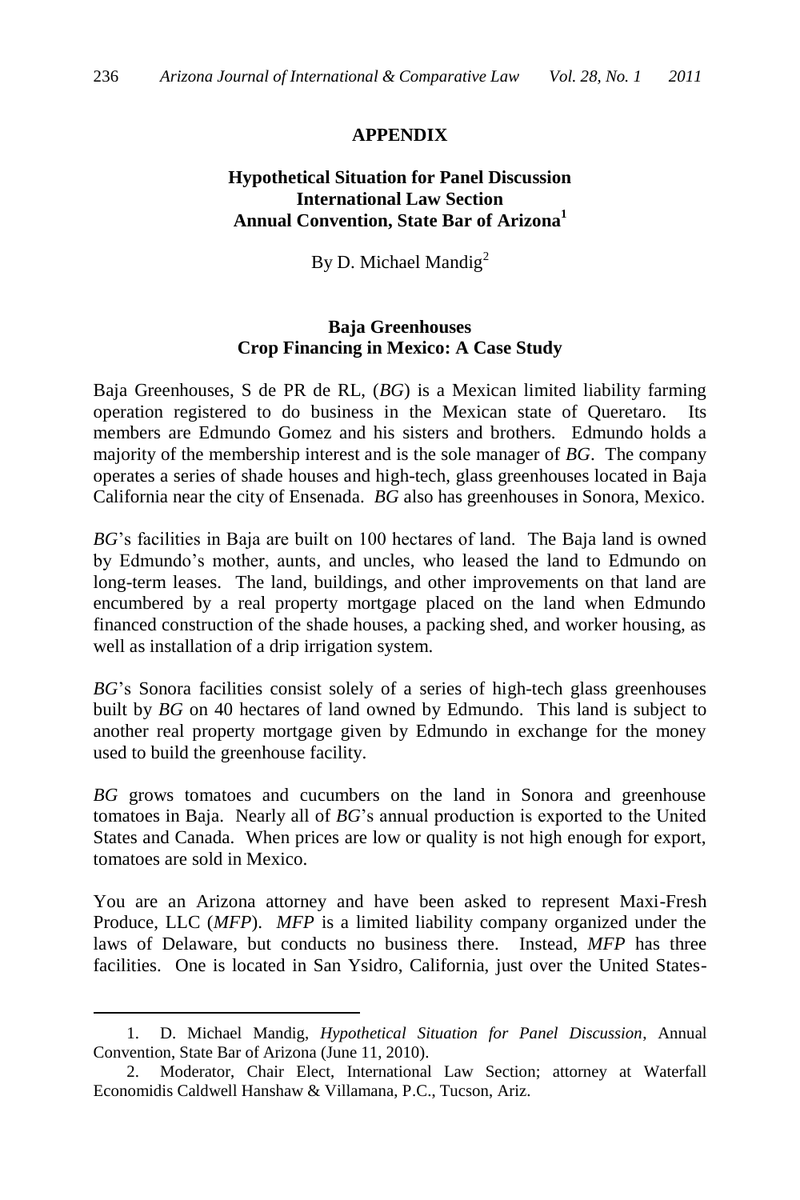## APPENDIX

### Hypothetical Situation for Panel Discussion International Law Section Annual Convention, State Bar of Arizona[1]

By D. Michael Mandig[2]

### Baja Greenhouses Crop Financing in Mexico: A Case Study

Baja Greenhouses, S de PR de RL, (*BG*) is a Mexican limited liability farming operation registered to do business in the Mexican state of Queretaro. Its members are Edmundo Gomez and his sisters and brothers. Edmundo holds a majority of the membership interest and is the sole manager of *BG*. The company operates a series of shade houses and high-tech, glass greenhouses located in Baja California near the city of Ensenada. *BG* also has greenhouses in Sonora, Mexico.

*BG*'s facilities in Baja are built on 100 hectares of land. The Baja land is owned by Edmundo's mother, aunts, and uncles, who leased the land to Edmundo on long-term leases. The land, buildings, and other improvements on that land are encumbered by a real property mortgage placed on the land when Edmundo financed construction of the shade houses, a packing shed, and worker housing, as well as installation of a drip irrigation system.

*BG*'s Sonora facilities consist solely of a series of high-tech glass greenhouses built by *BG* on 40 hectares of land owned by Edmundo. This land is subject to another real property mortgage given by Edmundo in exchange for the money used to build the greenhouse facility.

*BG* grows tomatoes and cucumbers on the land in Sonora and greenhouse tomatoes in Baja. Nearly all of *BG*'s annual production is exported to the United States and Canada. When prices are low or quality is not high enough for export, tomatoes are sold in Mexico.

You are an Arizona attorney and have been asked to represent Maxi-Fresh Produce, LLC (*MFP*). *MFP* is a limited liability company organized under the laws of Delaware, but conducts no business there. Instead, *MFP* has three facilities. One is located in San Ysidro, California, just over the United States-

---

1. D. Michael Mandig, *Hypothetical Situation for Panel Discussion*, Annual Convention, State Bar of Arizona (June 11, 2010).

2. Moderator, Chair Elect, International Law Section; attorney at Waterfall Economidis Caldwell Hanshaw & Villamana, P.C., Tucson, Ariz.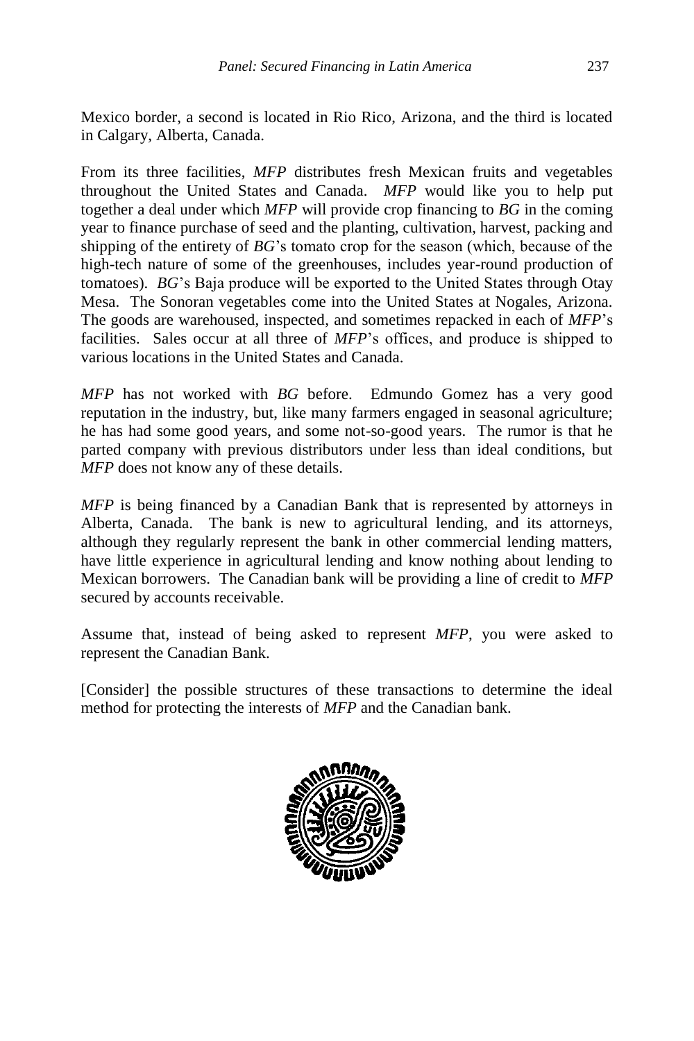Mexico border, a second is located in Rio Rico, Arizona, and the third is located in Calgary, Alberta, Canada.

From its three facilities, *MFP* distributes fresh Mexican fruits and vegetables throughout the United States and Canada. *MFP* would like you to help put together a deal under which *MFP* will provide crop financing to *BG* in the coming year to finance purchase of seed and the planting, cultivation, harvest, packing and shipping of the entirety of *BG*'s tomato crop for the season (which, because of the high-tech nature of some of the greenhouses, includes year-round production of tomatoes). *BG*'s Baja produce will be exported to the United States through Otay Mesa. The Sonoran vegetables come into the United States at Nogales, Arizona. The goods are warehoused, inspected, and sometimes repacked in each of *MFP*'s facilities. Sales occur at all three of *MFP*'s offices, and produce is shipped to various locations in the United States and Canada.

*MFP* has not worked with *BG* before. Edmundo Gomez has a very good reputation in the industry, but, like many farmers engaged in seasonal agriculture; he has had some good years, and some not-so-good years. The rumor is that he parted company with previous distributors under less than ideal conditions, but *MFP* does not know any of these details.

*MFP* is being financed by a Canadian Bank that is represented by attorneys in Alberta, Canada. The bank is new to agricultural lending, and its attorneys, although they regularly represent the bank in other commercial lending matters, have little experience in agricultural lending and know nothing about lending to Mexican borrowers. The Canadian bank will be providing a line of credit to *MFP* secured by accounts receivable.

Assume that, instead of being asked to represent *MFP*, you were asked to represent the Canadian Bank.

[Consider] the possible structures of these transactions to determine the ideal method for protecting the interests of *MFP* and the Canadian bank.